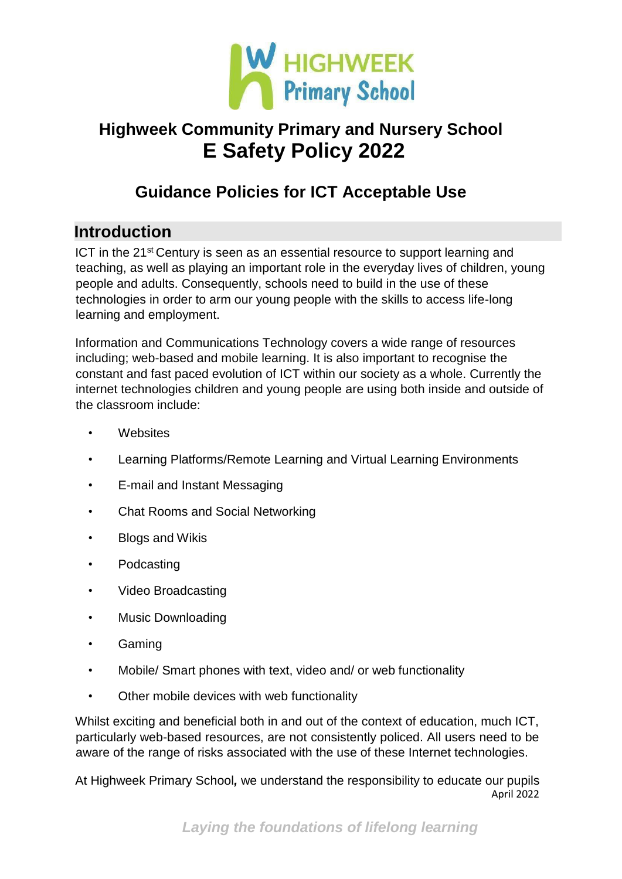# Highweek Community Primary and Nursery School
# E Safety Policy 2022

## Guidance Policies for ICT Acceptable Use

## Introduction

ICT in the 21st Century is seen as an essential resource to support learning and teaching, as well as playing an important role in the everyday lives of children, young people and adults. Consequently, schools need to build in the use of these technologies in order to arm our young people with the skills to access life-long learning and employment.

Information and Communications Technology covers a wide range of resources including; web-based and mobile learning. It is also important to recognise the constant and fast paced evolution of ICT within our society as a whole. Currently the internet technologies children and young people are using both inside and outside of the classroom include:

- Websites
- Learning Platforms/Remote Learning and Virtual Learning Environments
- E-mail and Instant Messaging
- Chat Rooms and Social Networking
- Blogs and Wikis
- Podcasting
- Video Broadcasting
- Music Downloading
- Gaming
- Mobile/ Smart phones with text, video and/ or web functionality
- Other mobile devices with web functionality

Whilst exciting and beneficial both in and out of the context of education, much ICT, particularly web-based resources, are not consistently policed. All users need to be aware of the range of risks associated with the use of these Internet technologies.

At Highweek Primary School**,** we understand the responsibility to educate our pupils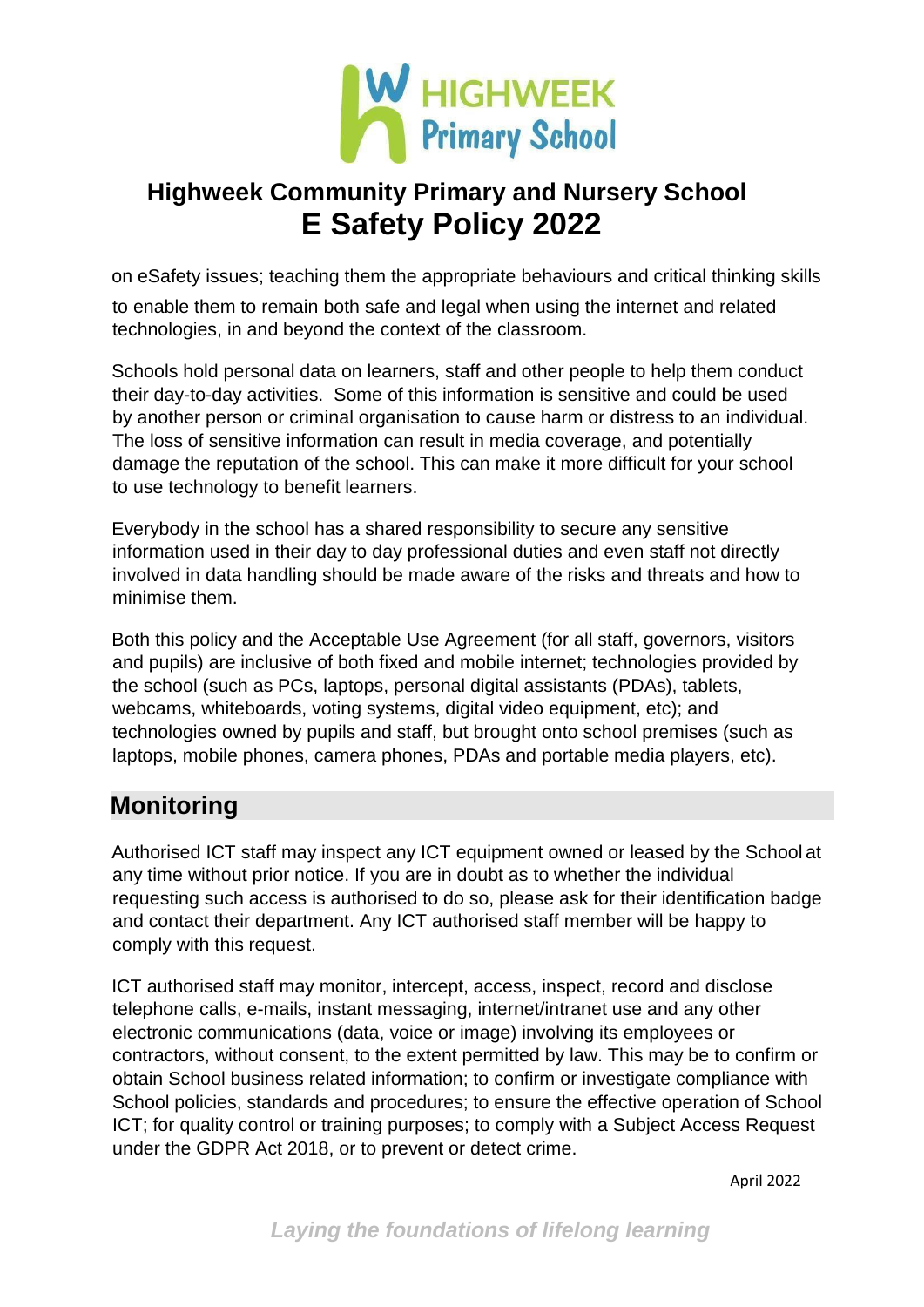on eSafety issues; teaching them the appropriate behaviours and critical thinking skills to enable them to remain both safe and legal when using the internet and related technologies, in and beyond the context of the classroom.

Schools hold personal data on learners, staff and other people to help them conduct their day-to-day activities. Some of this information is sensitive and could be used by another person or criminal organisation to cause harm or distress to an individual. The loss of sensitive information can result in media coverage, and potentially damage the reputation of the school. This can make it more difficult for your school to use technology to benefit learners.

Everybody in the school has a shared responsibility to secure any sensitive information used in their day to day professional duties and even staff not directly involved in data handling should be made aware of the risks and threats and how to minimise them.

Both this policy and the Acceptable Use Agreement (for all staff, governors, visitors and pupils) are inclusive of both fixed and mobile internet; technologies provided by the school (such as PCs, laptops, personal digital assistants (PDAs), tablets, webcams, whiteboards, voting systems, digital video equipment, etc); and technologies owned by pupils and staff, but brought onto school premises (such as laptops, mobile phones, camera phones, PDAs and portable media players, etc).

## Monitoring

Authorised ICT staff may inspect any ICT equipment owned or leased by the School at any time without prior notice. If you are in doubt as to whether the individual requesting such access is authorised to do so, please ask for their identification badge and contact their department. Any ICT authorised staff member will be happy to comply with this request.

ICT authorised staff may monitor, intercept, access, inspect, record and disclose telephone calls, e-mails, instant messaging, internet/intranet use and any other electronic communications (data, voice or image) involving its employees or contractors, without consent, to the extent permitted by law. This may be to confirm or obtain School business related information; to confirm or investigate compliance with School policies, standards and procedures; to ensure the effective operation of School ICT; for quality control or training purposes; to comply with a Subject Access Request under the GDPR Act 2018, or to prevent or detect crime.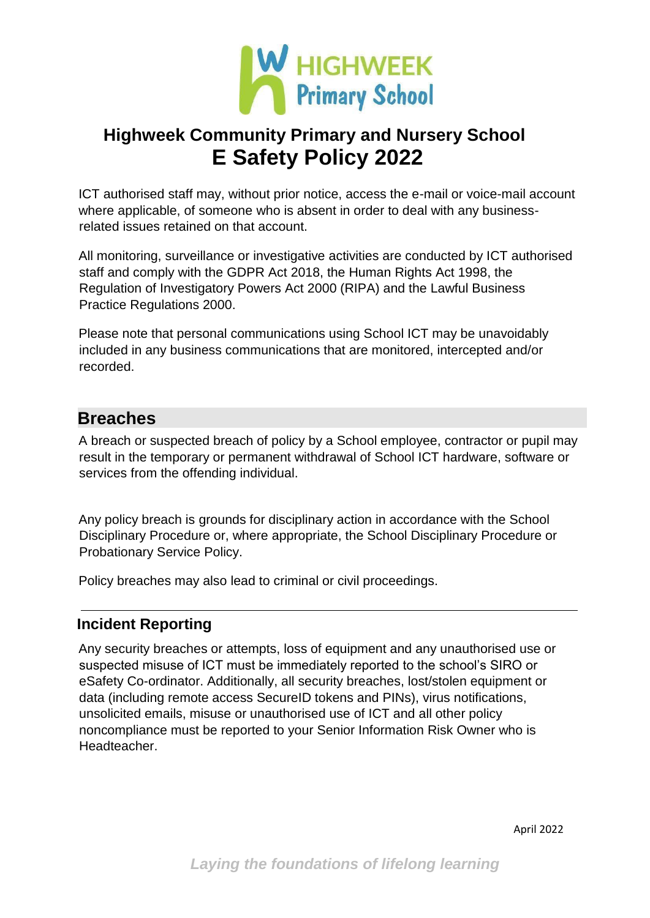ICT authorised staff may, without prior notice, access the e-mail or voice-mail account where applicable, of someone who is absent in order to deal with any business-related issues retained on that account.

All monitoring, surveillance or investigative activities are conducted by ICT authorised staff and comply with the GDPR Act 2018, the Human Rights Act 1998, the Regulation of Investigatory Powers Act 2000 (RIPA) and the Lawful Business Practice Regulations 2000.

Please note that personal communications using School ICT may be unavoidably included in any business communications that are monitored, intercepted and/or recorded.

## Breaches

A breach or suspected breach of policy by a School employee, contractor or pupil may result in the temporary or permanent withdrawal of School ICT hardware, software or services from the offending individual.

Any policy breach is grounds for disciplinary action in accordance with the School Disciplinary Procedure or, where appropriate, the School Disciplinary Procedure or Probationary Service Policy.

Policy breaches may also lead to criminal or civil proceedings.

---

### Incident Reporting

Any security breaches or attempts, loss of equipment and any unauthorised use or suspected misuse of ICT must be immediately reported to the school's SIRO or eSafety Co-ordinator. Additionally, all security breaches, lost/stolen equipment or data (including remote access SecureID tokens and PINs), virus notifications, unsolicited emails, misuse or unauthorised use of ICT and all other policy noncompliance must be reported to your Senior Information Risk Owner who is Headteacher.

April 2022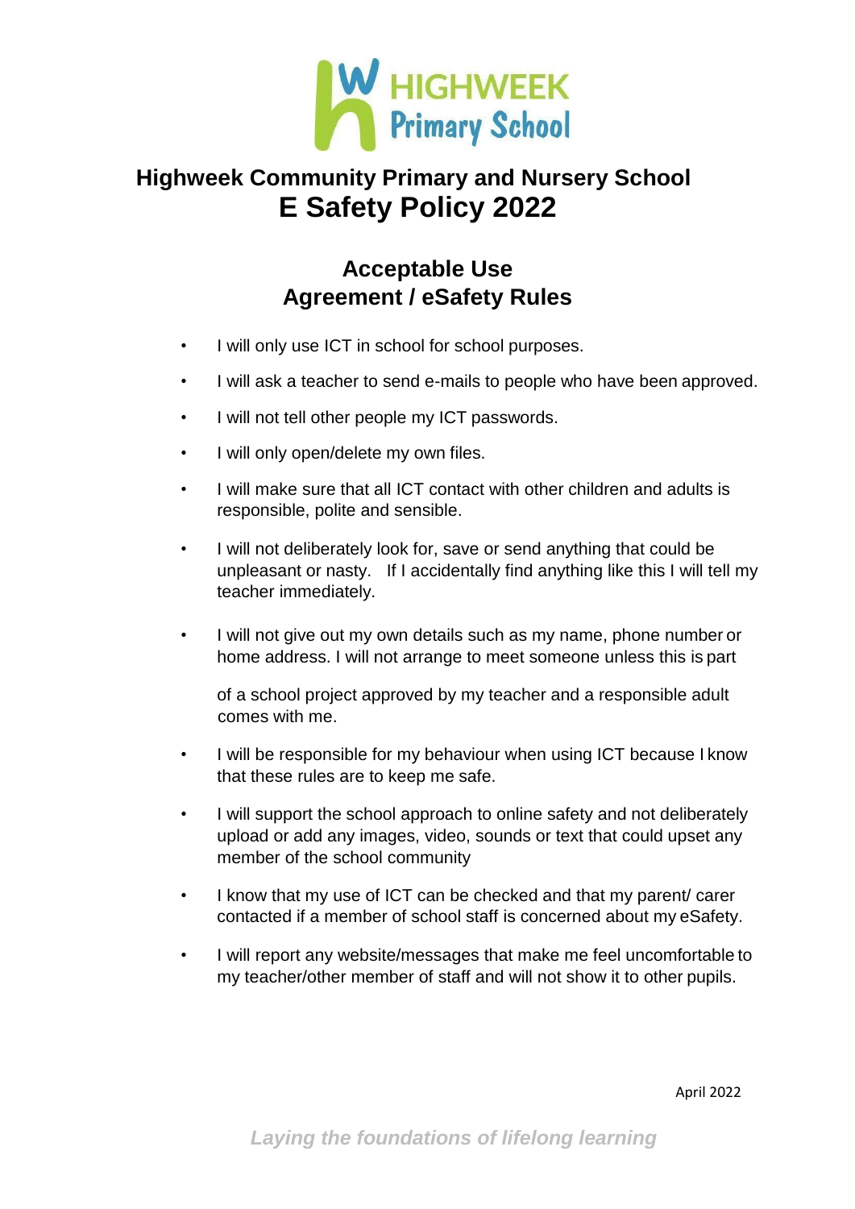# Highweek Community Primary and Nursery School
# E Safety Policy 2022

## Acceptable Use Agreement / eSafety Rules

- I will only use ICT in school for school purposes.
- I will ask a teacher to send e-mails to people who have been approved.
- I will not tell other people my ICT passwords.
- I will only open/delete my own files.
- I will make sure that all ICT contact with other children and adults is responsible, polite and sensible.
- I will not deliberately look for, save or send anything that could be unpleasant or nasty. If I accidentally find anything like this I will tell my teacher immediately.
- I will not give out my own details such as my name, phone number or home address. I will not arrange to meet someone unless this is part of a school project approved by my teacher and a responsible adult comes with me.
- I will be responsible for my behaviour when using ICT because I know that these rules are to keep me safe.
- I will support the school approach to online safety and not deliberately upload or add any images, video, sounds or text that could upset any member of the school community
- I know that my use of ICT can be checked and that my parent/ carer contacted if a member of school staff is concerned about my eSafety.
- I will report any website/messages that make me feel uncomfortable to my teacher/other member of staff and will not show it to other pupils.

April 2022

*Laying the foundations of lifelong learning*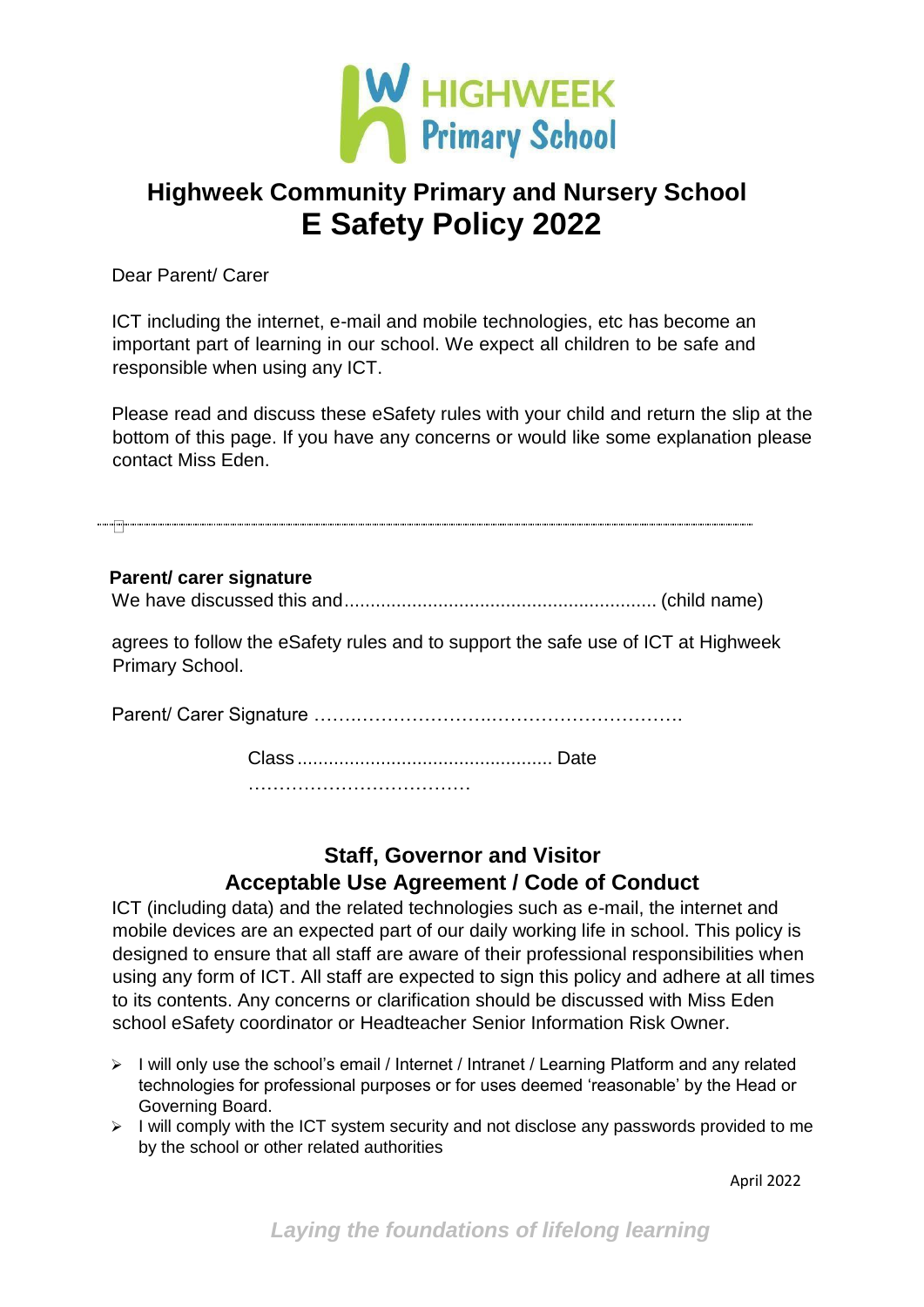# Highweek Community Primary and Nursery School
# E Safety Policy 2022

Dear Parent/ Carer

ICT including the internet, e-mail and mobile technologies, etc has become an important part of learning in our school. We expect all children to be safe and responsible when using any ICT.

Please read and discuss these eSafety rules with your child and return the slip at the bottom of this page. If you have any concerns or would like some explanation please contact Miss Eden.

---

**Parent/ carer signature**

We have discussed this and............................................................ (child name)

agrees to follow the eSafety rules and to support the safe use of ICT at Highweek Primary School.

Parent/ Carer Signature …….………………….………………………….

Class ................................................ Date ………………………………

## Staff, Governor and Visitor
## Acceptable Use Agreement / Code of Conduct

ICT (including data) and the related technologies such as e-mail, the internet and mobile devices are an expected part of our daily working life in school. This policy is designed to ensure that all staff are aware of their professional responsibilities when using any form of ICT. All staff are expected to sign this policy and adhere at all times to its contents. Any concerns or clarification should be discussed with Miss Eden school eSafety coordinator or Headteacher Senior Information Risk Owner.

- I will only use the school's email / Internet / Intranet / Learning Platform and any related technologies for professional purposes or for uses deemed 'reasonable' by the Head or Governing Board.
- I will comply with the ICT system security and not disclose any passwords provided to me by the school or other related authorities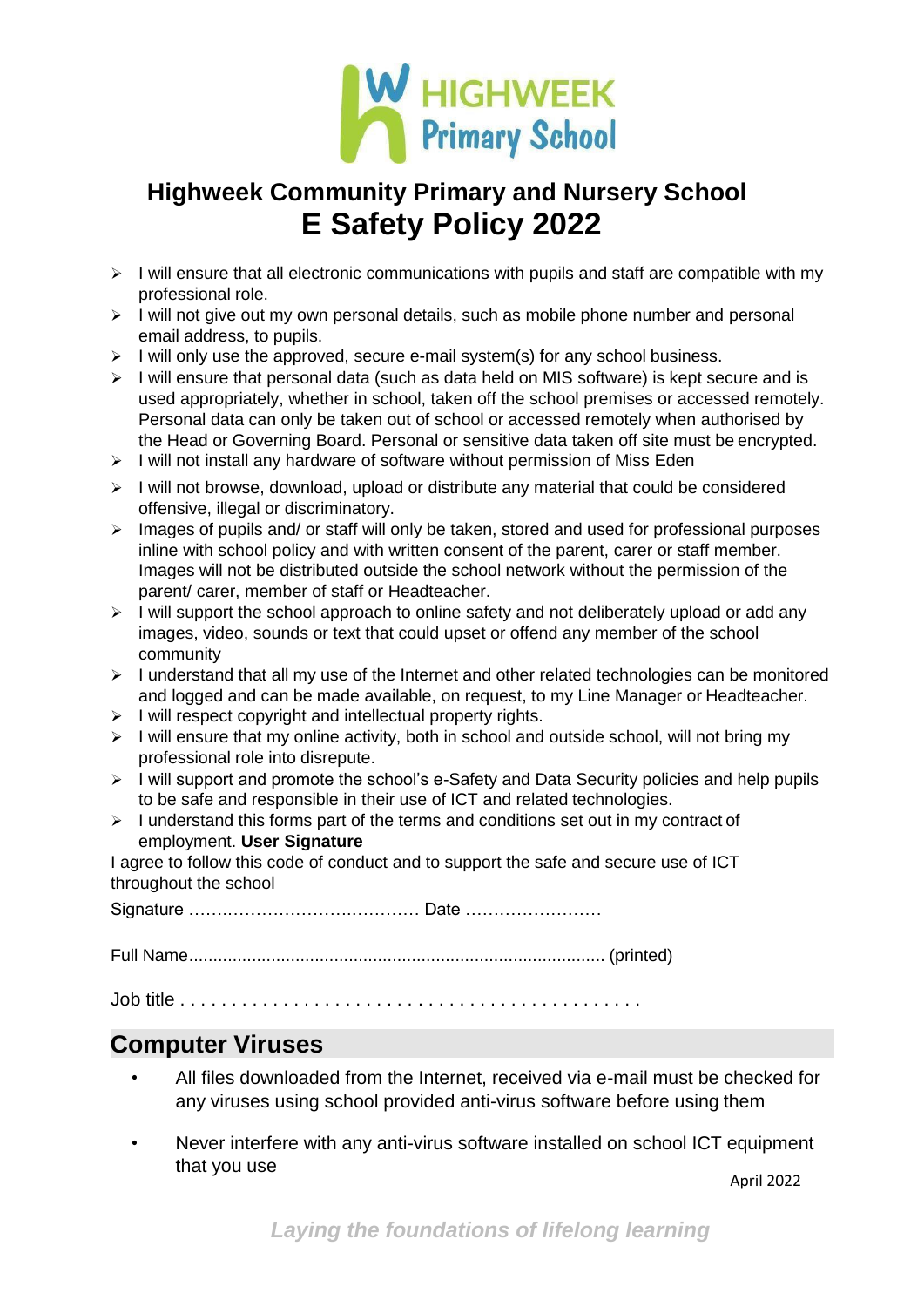# Highweek Community Primary and Nursery School
# E Safety Policy 2022

- I will ensure that all electronic communications with pupils and staff are compatible with my professional role.
- I will not give out my own personal details, such as mobile phone number and personal email address, to pupils.
- I will only use the approved, secure e-mail system(s) for any school business.
- I will ensure that personal data (such as data held on MIS software) is kept secure and is used appropriately, whether in school, taken off the school premises or accessed remotely. Personal data can only be taken out of school or accessed remotely when authorised by the Head or Governing Board. Personal or sensitive data taken off site must be encrypted.
- I will not install any hardware of software without permission of Miss Eden
- I will not browse, download, upload or distribute any material that could be considered offensive, illegal or discriminatory.
- Images of pupils and/ or staff will only be taken, stored and used for professional purposes inline with school policy and with written consent of the parent, carer or staff member. Images will not be distributed outside the school network without the permission of the parent/ carer, member of staff or Headteacher.
- I will support the school approach to online safety and not deliberately upload or add any images, video, sounds or text that could upset or offend any member of the school community
- I understand that all my use of the Internet and other related technologies can be monitored and logged and can be made available, on request, to my Line Manager or Headteacher.
- I will respect copyright and intellectual property rights.
- I will ensure that my online activity, both in school and outside school, will not bring my professional role into disrepute.
- I will support and promote the school's e-Safety and Data Security policies and help pupils to be safe and responsible in their use of ICT and related technologies.
- I understand this forms part of the terms and conditions set out in my contract of employment. **User Signature**

I agree to follow this code of conduct and to support the safe and secure use of ICT throughout the school

Signature ………………………………….. Date ……………………

Full Name...................................................................................... (printed)

Job title . . . . . . . . . . . . . . . . . . . . . . . . . . . . . . . . . . . . . . . . . . . .

## Computer Viruses

- All files downloaded from the Internet, received via e-mail must be checked for any viruses using school provided anti-virus software before using them
- Never interfere with any anti-virus software installed on school ICT equipment that you use

April 2022

*Laying the foundations of lifelong learning*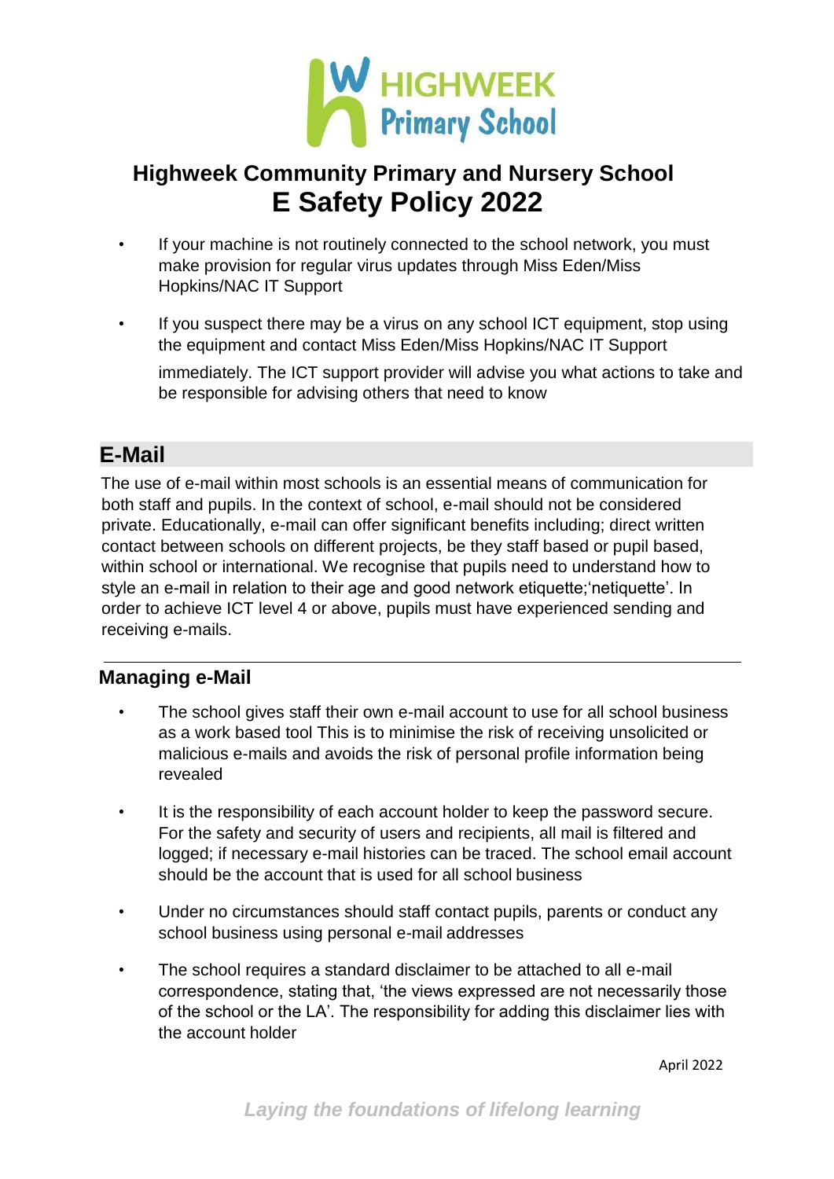- If your machine is not routinely connected to the school network, you must make provision for regular virus updates through Miss Eden/Miss Hopkins/NAC IT Support
- If you suspect there may be a virus on any school ICT equipment, stop using the equipment and contact Miss Eden/Miss Hopkins/NAC IT Support immediately. The ICT support provider will advise you what actions to take and be responsible for advising others that need to know

## E-Mail

The use of e-mail within most schools is an essential means of communication for both staff and pupils. In the context of school, e-mail should not be considered private. Educationally, e-mail can offer significant benefits including; direct written contact between schools on different projects, be they staff based or pupil based, within school or international. We recognise that pupils need to understand how to style an e-mail in relation to their age and good network etiquette;'netiquette'. In order to achieve ICT level 4 or above, pupils must have experienced sending and receiving e-mails.

### Managing e-Mail

- The school gives staff their own e-mail account to use for all school business as a work based tool This is to minimise the risk of receiving unsolicited or malicious e-mails and avoids the risk of personal profile information being revealed
- It is the responsibility of each account holder to keep the password secure. For the safety and security of users and recipients, all mail is filtered and logged; if necessary e-mail histories can be traced. The school email account should be the account that is used for all school business
- Under no circumstances should staff contact pupils, parents or conduct any school business using personal e-mail addresses
- The school requires a standard disclaimer to be attached to all e-mail correspondence, stating that, 'the views expressed are not necessarily those of the school or the LA'. The responsibility for adding this disclaimer lies with the account holder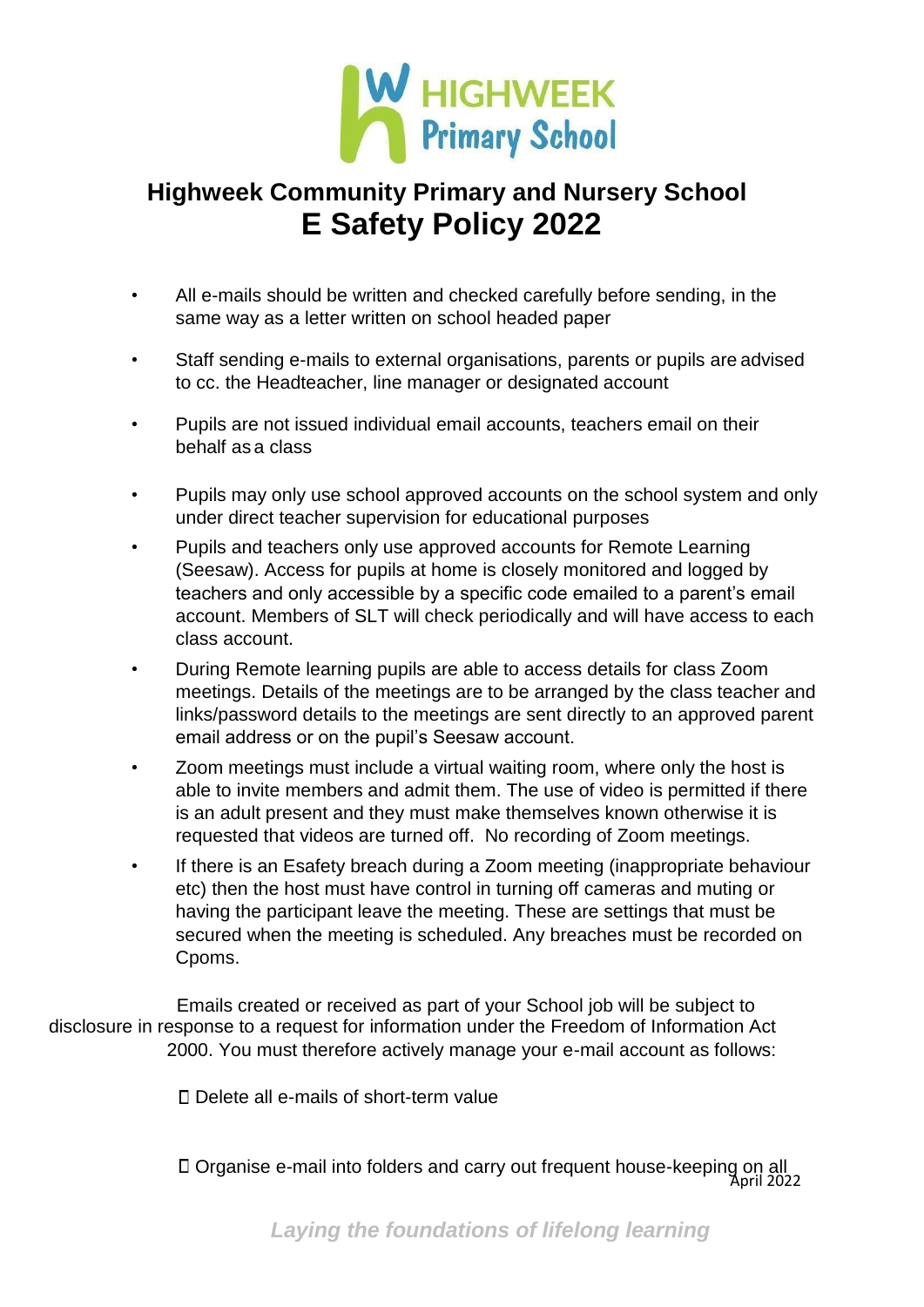- All e-mails should be written and checked carefully before sending, in the same way as a letter written on school headed paper
- Staff sending e-mails to external organisations, parents or pupils are advised to cc. the Headteacher, line manager or designated account
- Pupils are not issued individual email accounts, teachers email on their behalf as a class
- Pupils may only use school approved accounts on the school system and only under direct teacher supervision for educational purposes
- Pupils and teachers only use approved accounts for Remote Learning (Seesaw). Access for pupils at home is closely monitored and logged by teachers and only accessible by a specific code emailed to a parent's email account. Members of SLT will check periodically and will have access to each class account.
- During Remote learning pupils are able to access details for class Zoom meetings. Details of the meetings are to be arranged by the class teacher and links/password details to the meetings are sent directly to an approved parent email address or on the pupil's Seesaw account.
- Zoom meetings must include a virtual waiting room, where only the host is able to invite members and admit them. The use of video is permitted if there is an adult present and they must make themselves known otherwise it is requested that videos are turned off. No recording of Zoom meetings.
- If there is an Esafety breach during a Zoom meeting (inappropriate behaviour etc) then the host must have control in turning off cameras and muting or having the participant leave the meeting. These are settings that must be secured when the meeting is scheduled. Any breaches must be recorded on Cpoms.

Emails created or received as part of your School job will be subject to disclosure in response to a request for information under the Freedom of Information Act 2000. You must therefore actively manage your e-mail account as follows:

- Delete all e-mails of short-term value
- Organise e-mail into folders and carry out frequent house-keeping on all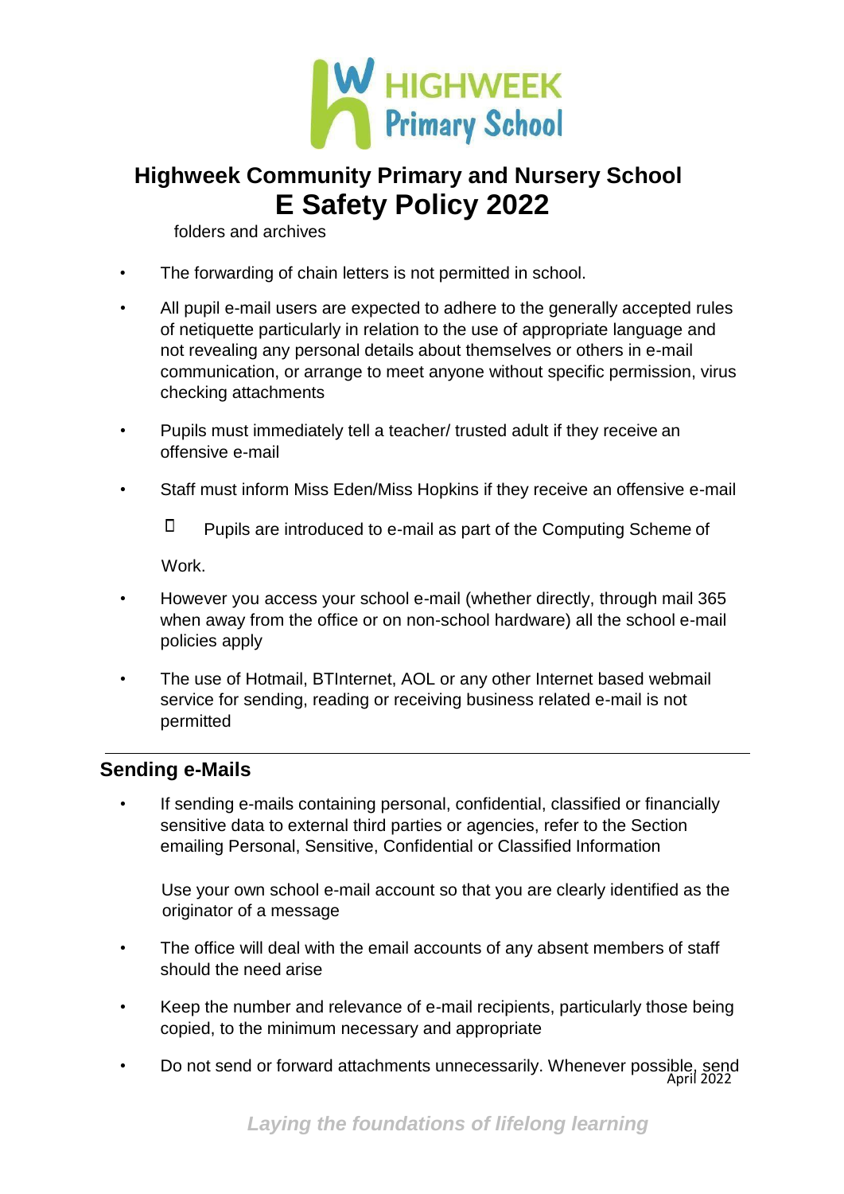folders and archives

- The forwarding of chain letters is not permitted in school.
- All pupil e-mail users are expected to adhere to the generally accepted rules of netiquette particularly in relation to the use of appropriate language and not revealing any personal details about themselves or others in e-mail communication, or arrange to meet anyone without specific permission, virus checking attachments
- Pupils must immediately tell a teacher/ trusted adult if they receive an offensive e-mail
- Staff must inform Miss Eden/Miss Hopkins if they receive an offensive e-mail
  - Pupils are introduced to e-mail as part of the Computing Scheme of Work.
- However you access your school e-mail (whether directly, through mail 365 when away from the office or on non-school hardware) all the school e-mail policies apply
- The use of Hotmail, BTInternet, AOL or any other Internet based webmail service for sending, reading or receiving business related e-mail is not permitted

## Sending e-Mails

- If sending e-mails containing personal, confidential, classified or financially sensitive data to external third parties or agencies, refer to the Section emailing Personal, Sensitive, Confidential or Classified Information

  Use your own school e-mail account so that you are clearly identified as the originator of a message
- The office will deal with the email accounts of any absent members of staff should the need arise
- Keep the number and relevance of e-mail recipients, particularly those being copied, to the minimum necessary and appropriate
- Do not send or forward attachments unnecessarily. Whenever possible, send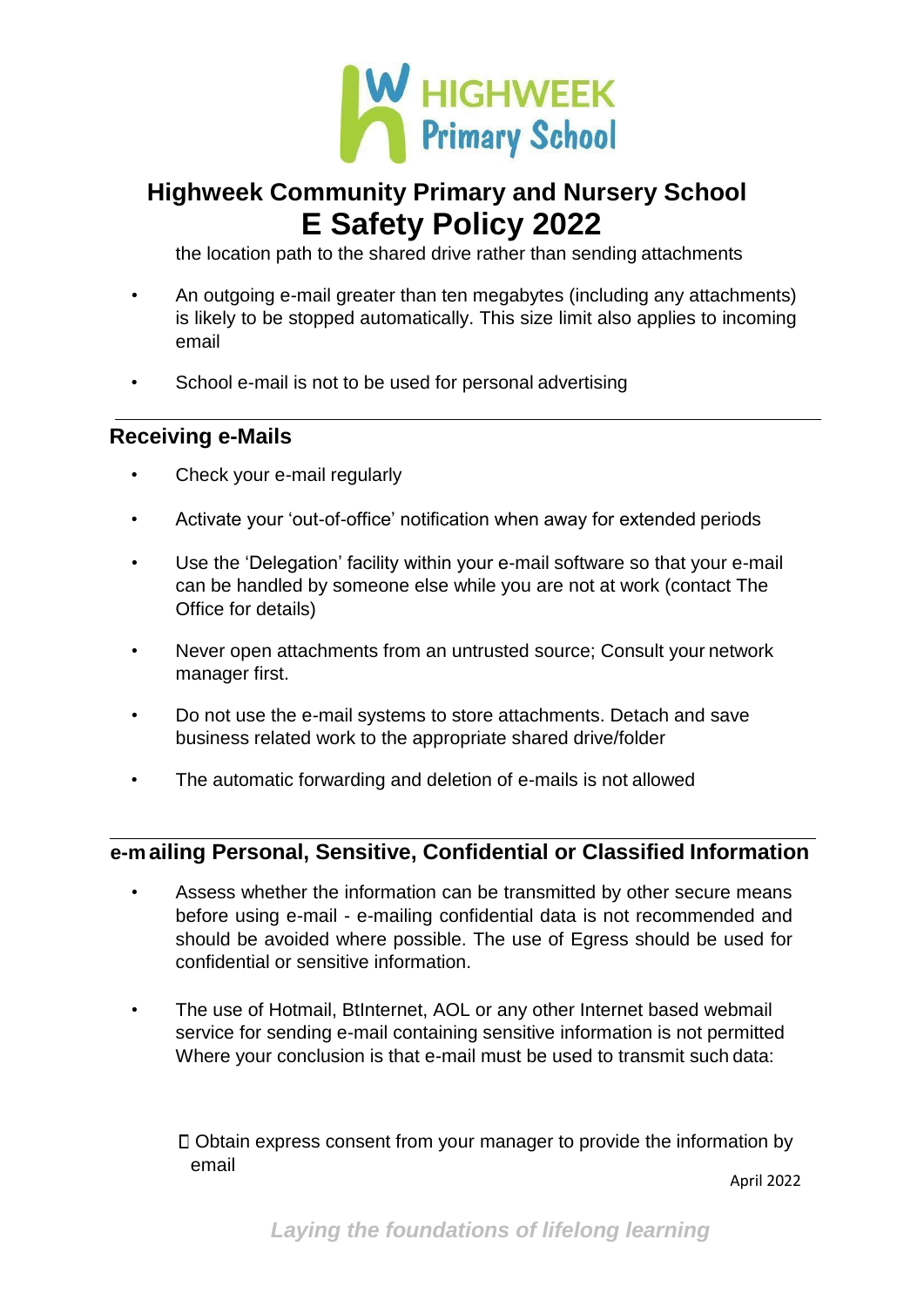the location path to the shared drive rather than sending attachments

- An outgoing e-mail greater than ten megabytes (including any attachments) is likely to be stopped automatically. This size limit also applies to incoming email
- School e-mail is not to be used for personal advertising

## Receiving e-Mails

- Check your e-mail regularly
- Activate your 'out-of-office' notification when away for extended periods
- Use the 'Delegation' facility within your e-mail software so that your e-mail can be handled by someone else while you are not at work (contact The Office for details)
- Never open attachments from an untrusted source; Consult your network manager first.
- Do not use the e-mail systems to store attachments. Detach and save business related work to the appropriate shared drive/folder
- The automatic forwarding and deletion of e-mails is not allowed

## e-mailing Personal, Sensitive, Confidential or Classified Information

- Assess whether the information can be transmitted by other secure means before using e-mail - e-mailing confidential data is not recommended and should be avoided where possible. The use of Egress should be used for confidential or sensitive information.
- The use of Hotmail, BtInternet, AOL or any other Internet based webmail service for sending e-mail containing sensitive information is not permitted Where your conclusion is that e-mail must be used to transmit such data:

  - Obtain express consent from your manager to provide the information by email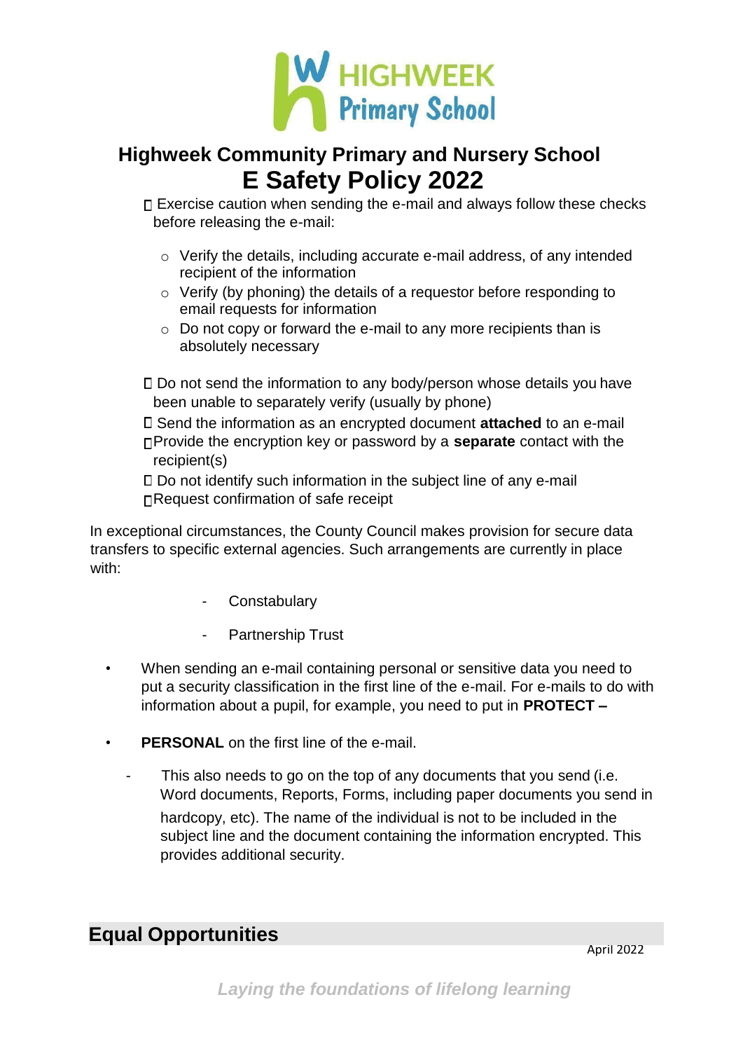- Exercise caution when sending the e-mail and always follow these checks before releasing the e-mail:
  - Verify the details, including accurate e-mail address, of any intended recipient of the information
  - Verify (by phoning) the details of a requestor before responding to email requests for information
  - Do not copy or forward the e-mail to any more recipients than is absolutely necessary
- Do not send the information to any body/person whose details you have been unable to separately verify (usually by phone)
- Send the information as an encrypted document **attached** to an e-mail
- Provide the encryption key or password by a **separate** contact with the recipient(s)
- Do not identify such information in the subject line of any e-mail
- Request confirmation of safe receipt

In exceptional circumstances, the County Council makes provision for secure data transfers to specific external agencies. Such arrangements are currently in place with:

- Constabulary
- Partnership Trust

- When sending an e-mail containing personal or sensitive data you need to put a security classification in the first line of the e-mail. For e-mails to do with information about a pupil, for example, you need to put in **PROTECT –**
- **PERSONAL** on the first line of the e-mail.
  - This also needs to go on the top of any documents that you send (i.e. Word documents, Reports, Forms, including paper documents you send in hardcopy, etc). The name of the individual is not to be included in the subject line and the document containing the information encrypted. This provides additional security.

## Equal Opportunities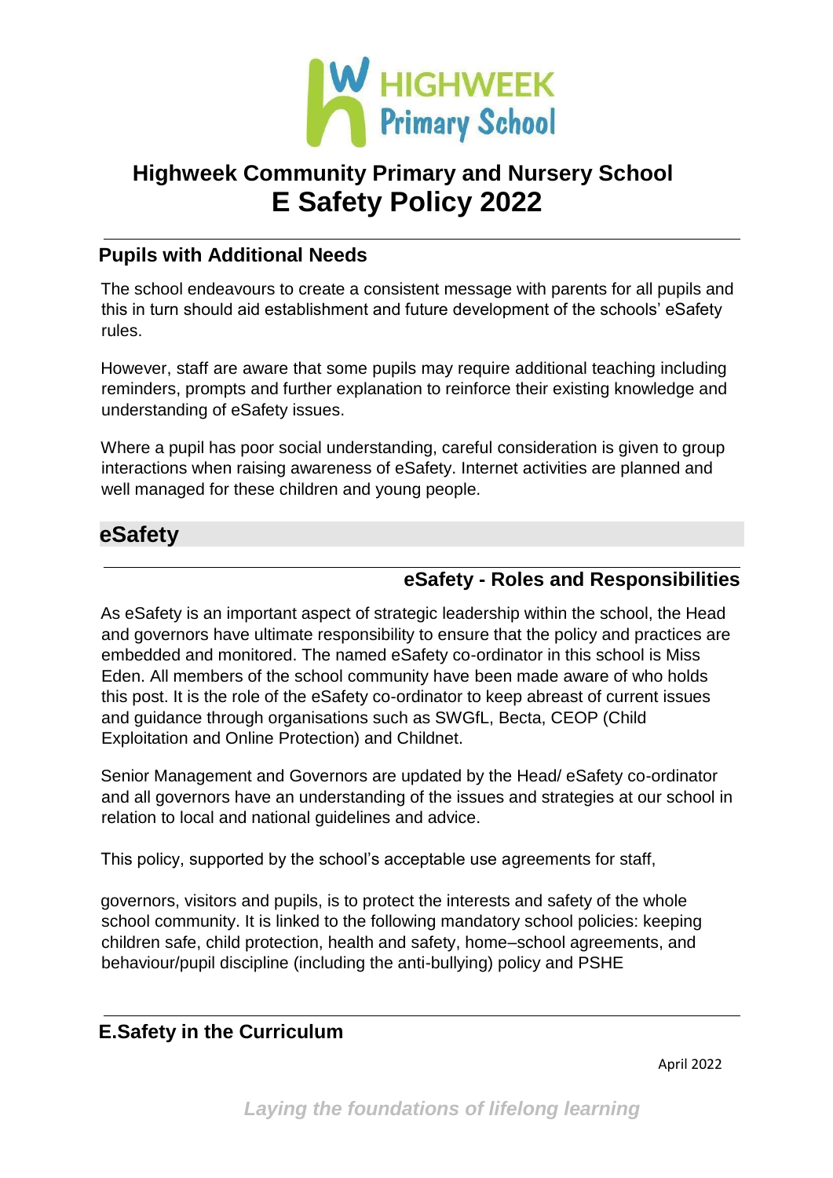## Pupils with Additional Needs

The school endeavours to create a consistent message with parents for all pupils and this in turn should aid establishment and future development of the schools' eSafety rules.

However, staff are aware that some pupils may require additional teaching including reminders, prompts and further explanation to reinforce their existing knowledge and understanding of eSafety issues.

Where a pupil has poor social understanding, careful consideration is given to group interactions when raising awareness of eSafety. Internet activities are planned and well managed for these children and young people.

## eSafety

### eSafety - Roles and Responsibilities

As eSafety is an important aspect of strategic leadership within the school, the Head and governors have ultimate responsibility to ensure that the policy and practices are embedded and monitored. The named eSafety co-ordinator in this school is Miss Eden. All members of the school community have been made aware of who holds this post. It is the role of the eSafety co-ordinator to keep abreast of current issues and guidance through organisations such as SWGfL, Becta, CEOP (Child Exploitation and Online Protection) and Childnet.

Senior Management and Governors are updated by the Head/ eSafety co-ordinator and all governors have an understanding of the issues and strategies at our school in relation to local and national guidelines and advice.

This policy, supported by the school's acceptable use agreements for staff,

governors, visitors and pupils, is to protect the interests and safety of the whole school community. It is linked to the following mandatory school policies: keeping children safe, child protection, health and safety, home–school agreements, and behaviour/pupil discipline (including the anti-bullying) policy and PSHE

### E.Safety in the Curriculum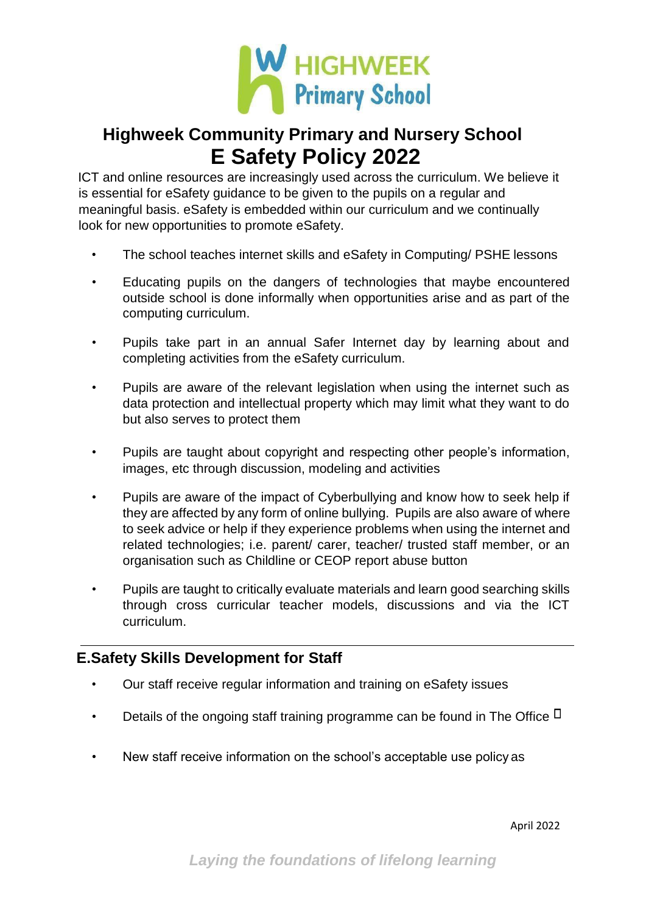# Highweek Community Primary and Nursery School

# E Safety Policy 2022

ICT and online resources are increasingly used across the curriculum. We believe it is essential for eSafety guidance to be given to the pupils on a regular and meaningful basis. eSafety is embedded within our curriculum and we continually look for new opportunities to promote eSafety.

- The school teaches internet skills and eSafety in Computing/ PSHE lessons
- Educating pupils on the dangers of technologies that maybe encountered outside school is done informally when opportunities arise and as part of the computing curriculum.
- Pupils take part in an annual Safer Internet day by learning about and completing activities from the eSafety curriculum.
- Pupils are aware of the relevant legislation when using the internet such as data protection and intellectual property which may limit what they want to do but also serves to protect them
- Pupils are taught about copyright and respecting other people's information, images, etc through discussion, modeling and activities
- Pupils are aware of the impact of Cyberbullying and know how to seek help if they are affected by any form of online bullying. Pupils are also aware of where to seek advice or help if they experience problems when using the internet and related technologies; i.e. parent/ carer, teacher/ trusted staff member, or an organisation such as Childline or CEOP report abuse button
- Pupils are taught to critically evaluate materials and learn good searching skills through cross curricular teacher models, discussions and via the ICT curriculum.

## E.Safety Skills Development for Staff

- Our staff receive regular information and training on eSafety issues
- Details of the ongoing staff training programme can be found in The Office
- New staff receive information on the school's acceptable use policy as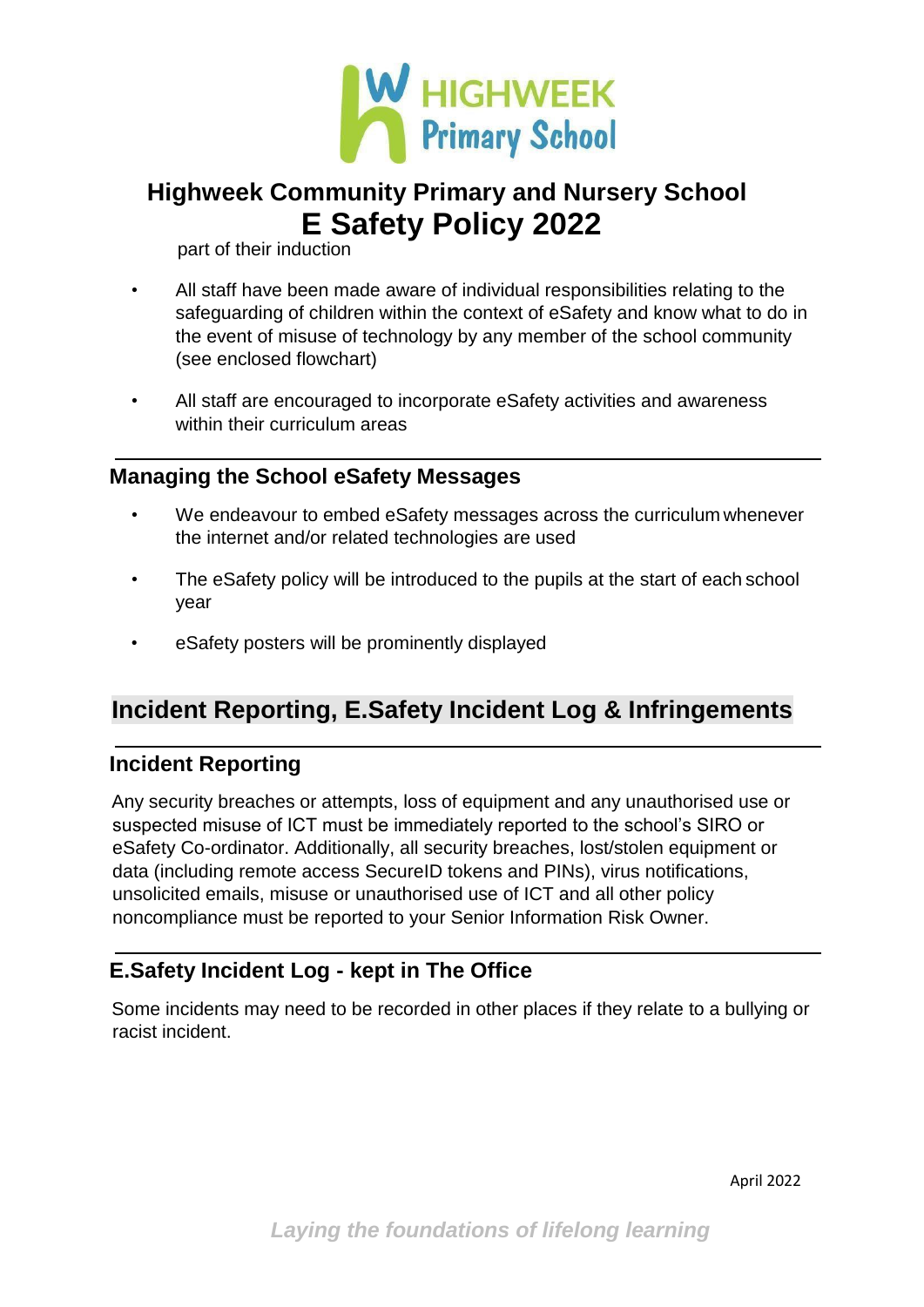part of their induction

- All staff have been made aware of individual responsibilities relating to the safeguarding of children within the context of eSafety and know what to do in the event of misuse of technology by any member of the school community (see enclosed flowchart)
- All staff are encouraged to incorporate eSafety activities and awareness within their curriculum areas

### Managing the School eSafety Messages

- We endeavour to embed eSafety messages across the curriculum whenever the internet and/or related technologies are used
- The eSafety policy will be introduced to the pupils at the start of each school year
- eSafety posters will be prominently displayed

## Incident Reporting, E.Safety Incident Log & Infringements

### Incident Reporting

Any security breaches or attempts, loss of equipment and any unauthorised use or suspected misuse of ICT must be immediately reported to the school's SIRO or eSafety Co-ordinator. Additionally, all security breaches, lost/stolen equipment or data (including remote access SecureID tokens and PINs), virus notifications, unsolicited emails, misuse or unauthorised use of ICT and all other policy noncompliance must be reported to your Senior Information Risk Owner.

### E.Safety Incident Log - kept in The Office

Some incidents may need to be recorded in other places if they relate to a bullying or racist incident.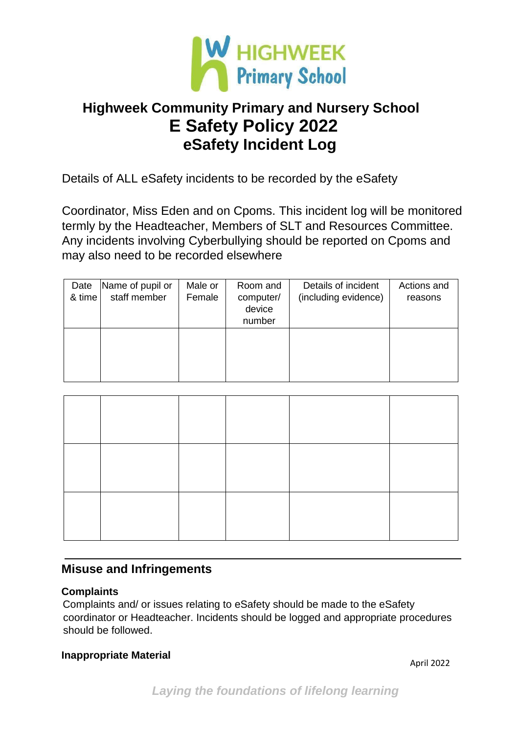# Highweek Community Primary and Nursery School
# E Safety Policy 2022
## eSafety Incident Log

Details of ALL eSafety incidents to be recorded by the eSafety

Coordinator, Miss Eden and on Cpoms. This incident log will be monitored termly by the Headteacher, Members of SLT and Resources Committee. Any incidents involving Cyberbullying should be reported on Cpoms and may also need to be recorded elsewhere

| Date & time | Name of pupil or staff member | Male or Female | Room and computer/ device number | Details of incident (including evidence) | Actions and reasons |
|---|---|---|---|---|---|
| | | | | | |
| | | | | | |
| | | | | | |
| | | | | | |

## Misuse and Infringements

### Complaints

Complaints and/ or issues relating to eSafety should be made to the eSafety coordinator or Headteacher. Incidents should be logged and appropriate procedures should be followed.

### Inappropriate Material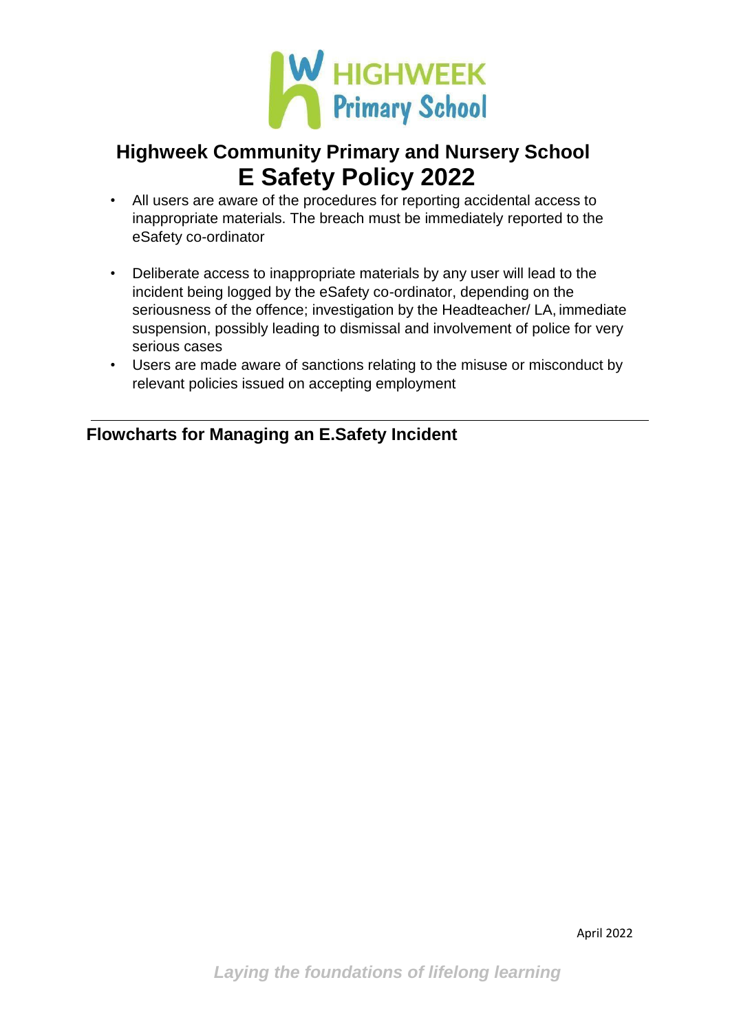- All users are aware of the procedures for reporting accidental access to inappropriate materials. The breach must be immediately reported to the eSafety co-ordinator
- Deliberate access to inappropriate materials by any user will lead to the incident being logged by the eSafety co-ordinator, depending on the seriousness of the offence; investigation by the Headteacher/ LA, immediate suspension, possibly leading to dismissal and involvement of police for very serious cases
- Users are made aware of sanctions relating to the misuse or misconduct by relevant policies issued on accepting employment

---

## Flowcharts for Managing an E.Safety Incident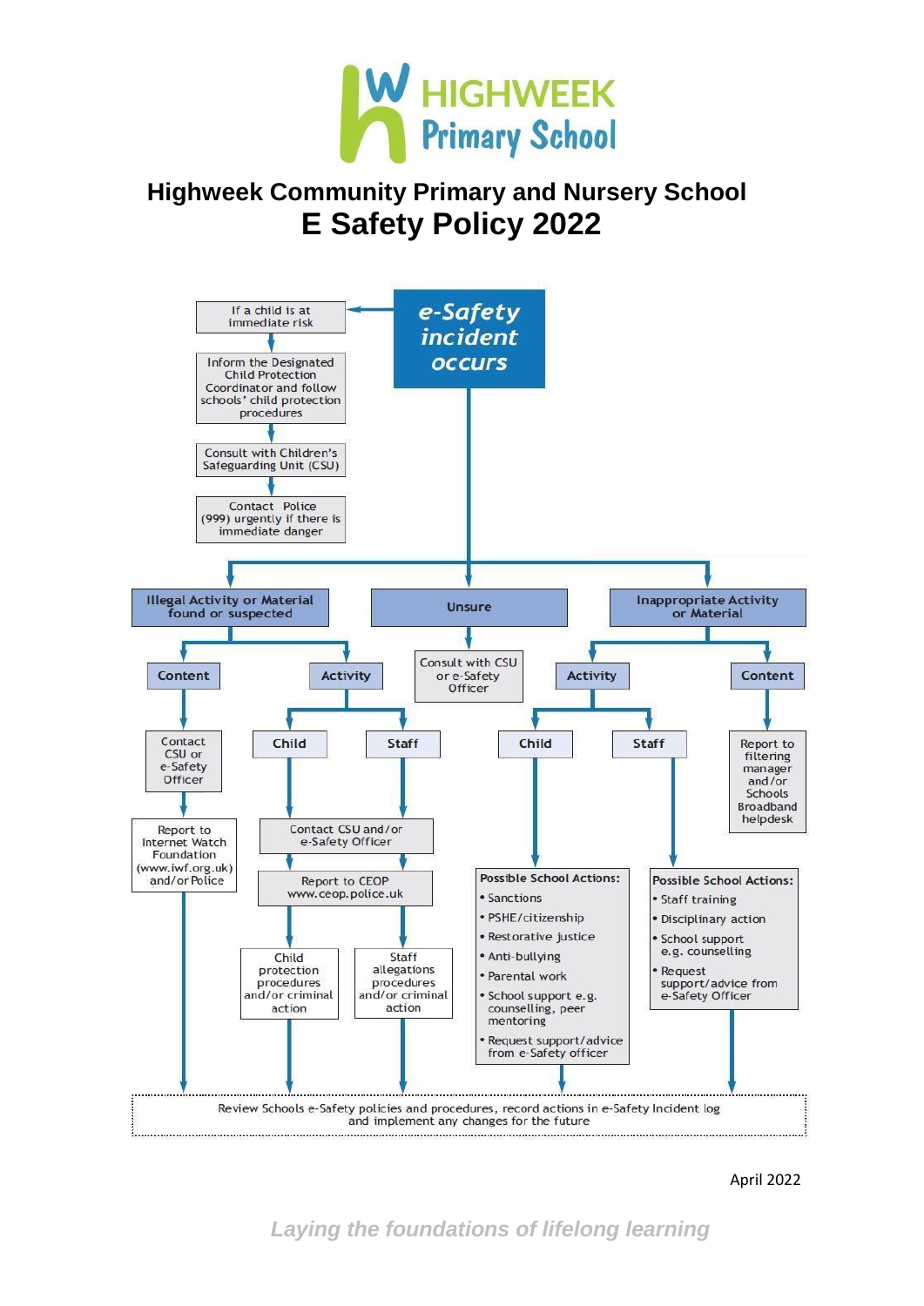# Highweek Community Primary and Nursery School

## E Safety Policy 2022

**e-Safety incident occurs**

**If a child is at immediate risk**

- Inform the Designated Child Protection Coordinator and follow schools' child protection procedures
- Consult with Children's Safeguarding Unit (CSU)
- Contact Police (999) urgently if there is immediate danger

**Illegal Activity or Material found or suspected**

- **Content**
  - Contact CSU or e-Safety Officer
  - Report to Internet Watch Foundation (www.iwf.org.uk) and/or Police
- **Activity**
  - **Child** / **Staff**
  - Contact CSU and/or e-Safety Officer
  - Report to CEOP www.ceop.police.uk
  - Child: Child protection procedures and/or criminal action
  - Staff: Staff allegations procedures and/or criminal action

**Unsure**

- Consult with CSU or e-Safety Officer

**Inappropriate Activity or Material**

- **Activity**
  - **Child** – Possible School Actions:
    - Sanctions
    - PSHE/citizenship
    - Restorative justice
    - Anti-bullying
    - Parental work
    - School support e.g. counselling, peer mentoring
    - Request support/advice from e-Safety officer
  - **Staff** – Possible School Actions:
    - Staff training
    - Disciplinary action
    - School support e.g. counselling
    - Request support/advice from e-Safety Officer
- **Content**
  - Report to filtering manager and/or Schools Broadband helpdesk

Review Schools e-Safety policies and procedures, record actions in e-Safety Incident log and implement any changes for the future

April 2022

*Laying the foundations of lifelong learning*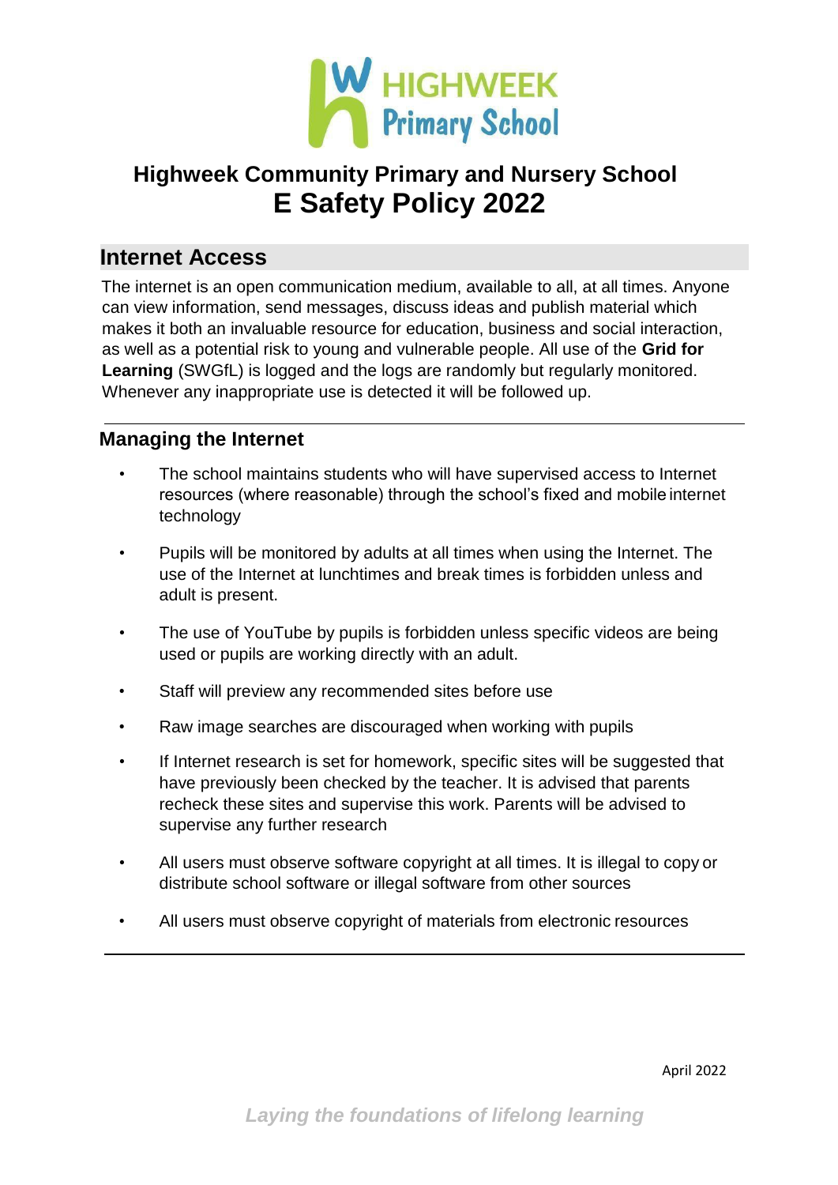# Highweek Community Primary and Nursery School
# E Safety Policy 2022

## Internet Access

The internet is an open communication medium, available to all, at all times. Anyone can view information, send messages, discuss ideas and publish material which makes it both an invaluable resource for education, business and social interaction, as well as a potential risk to young and vulnerable people. All use of the **Grid for Learning** (SWGfL) is logged and the logs are randomly but regularly monitored. Whenever any inappropriate use is detected it will be followed up.

---

### Managing the Internet

- The school maintains students who will have supervised access to Internet resources (where reasonable) through the school's fixed and mobile internet technology
- Pupils will be monitored by adults at all times when using the Internet. The use of the Internet at lunchtimes and break times is forbidden unless and adult is present.
- The use of YouTube by pupils is forbidden unless specific videos are being used or pupils are working directly with an adult.
- Staff will preview any recommended sites before use
- Raw image searches are discouraged when working with pupils
- If Internet research is set for homework, specific sites will be suggested that have previously been checked by the teacher. It is advised that parents recheck these sites and supervise this work. Parents will be advised to supervise any further research
- All users must observe software copyright at all times. It is illegal to copy or distribute school software or illegal software from other sources
- All users must observe copyright of materials from electronic resources

---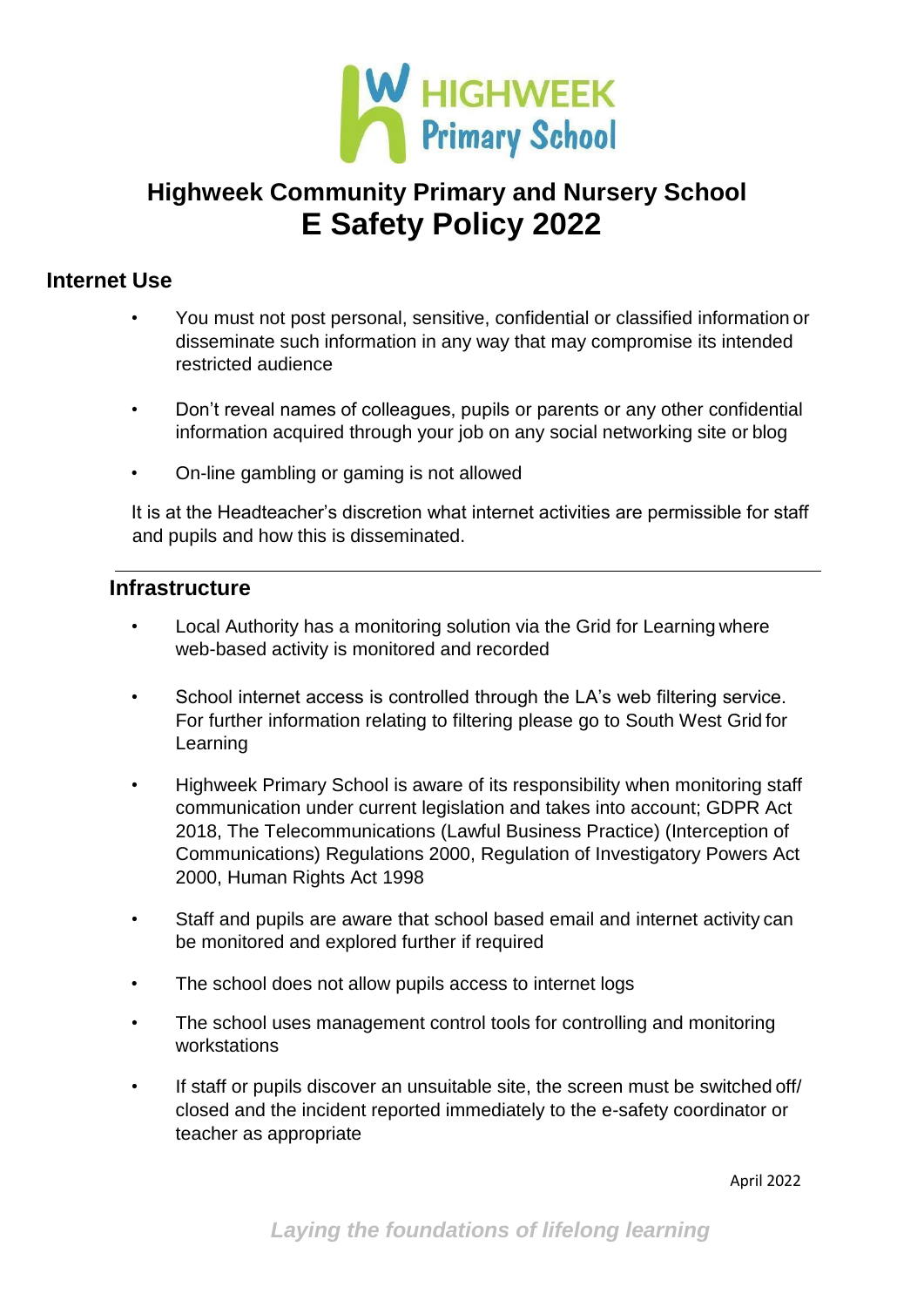# Highweek Community Primary and Nursery School
# E Safety Policy 2022

## Internet Use

- You must not post personal, sensitive, confidential or classified information or disseminate such information in any way that may compromise its intended restricted audience
- Don't reveal names of colleagues, pupils or parents or any other confidential information acquired through your job on any social networking site or blog
- On-line gambling or gaming is not allowed

It is at the Headteacher's discretion what internet activities are permissible for staff and pupils and how this is disseminated.

---

## Infrastructure

- Local Authority has a monitoring solution via the Grid for Learning where web-based activity is monitored and recorded
- School internet access is controlled through the LA's web filtering service. For further information relating to filtering please go to South West Grid for Learning
- Highweek Primary School is aware of its responsibility when monitoring staff communication under current legislation and takes into account; GDPR Act 2018, The Telecommunications (Lawful Business Practice) (Interception of Communications) Regulations 2000, Regulation of Investigatory Powers Act 2000, Human Rights Act 1998
- Staff and pupils are aware that school based email and internet activity can be monitored and explored further if required
- The school does not allow pupils access to internet logs
- The school uses management control tools for controlling and monitoring workstations
- If staff or pupils discover an unsuitable site, the screen must be switched off/ closed and the incident reported immediately to the e-safety coordinator or teacher as appropriate

April 2022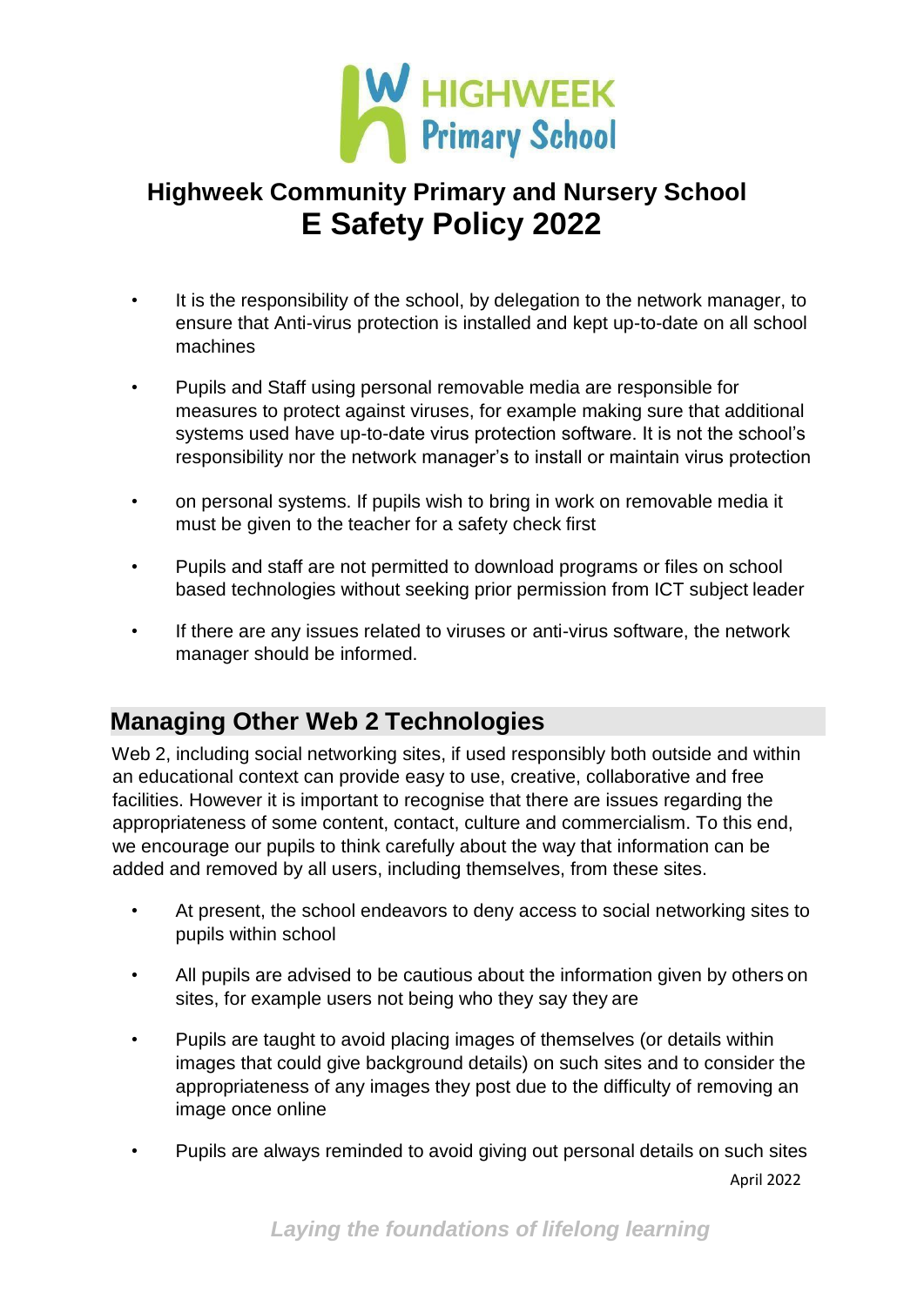- It is the responsibility of the school, by delegation to the network manager, to ensure that Anti-virus protection is installed and kept up-to-date on all school machines
- Pupils and Staff using personal removable media are responsible for measures to protect against viruses, for example making sure that additional systems used have up-to-date virus protection software. It is not the school's responsibility nor the network manager's to install or maintain virus protection
- on personal systems. If pupils wish to bring in work on removable media it must be given to the teacher for a safety check first
- Pupils and staff are not permitted to download programs or files on school based technologies without seeking prior permission from ICT subject leader
- If there are any issues related to viruses or anti-virus software, the network manager should be informed.

## Managing Other Web 2 Technologies

Web 2, including social networking sites, if used responsibly both outside and within an educational context can provide easy to use, creative, collaborative and free facilities. However it is important to recognise that there are issues regarding the appropriateness of some content, contact, culture and commercialism. To this end, we encourage our pupils to think carefully about the way that information can be added and removed by all users, including themselves, from these sites.

- At present, the school endeavors to deny access to social networking sites to pupils within school
- All pupils are advised to be cautious about the information given by others on sites, for example users not being who they say they are
- Pupils are taught to avoid placing images of themselves (or details within images that could give background details) on such sites and to consider the appropriateness of any images they post due to the difficulty of removing an image once online
- Pupils are always reminded to avoid giving out personal details on such sites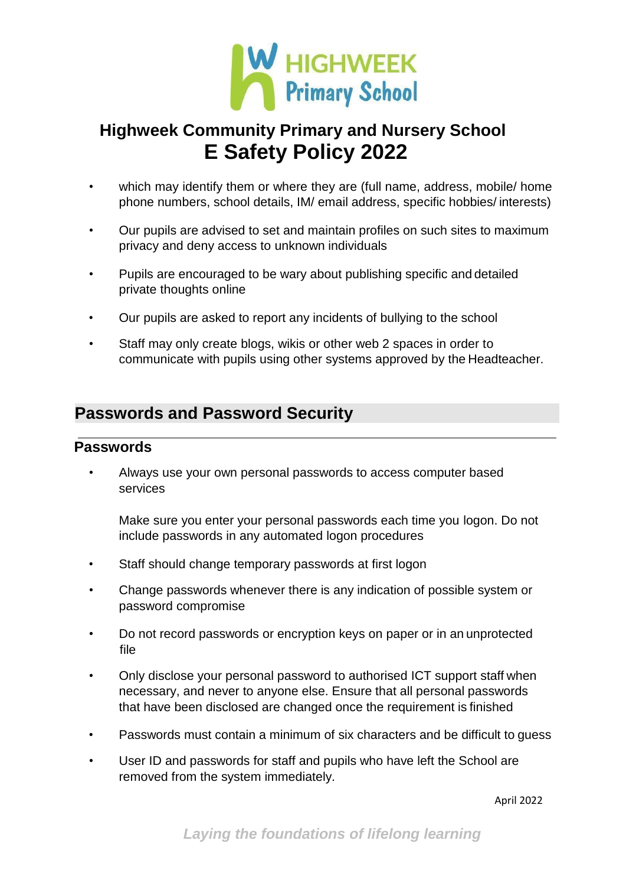- which may identify them or where they are (full name, address, mobile/ home phone numbers, school details, IM/ email address, specific hobbies/ interests)
- Our pupils are advised to set and maintain profiles on such sites to maximum privacy and deny access to unknown individuals
- Pupils are encouraged to be wary about publishing specific and detailed private thoughts online
- Our pupils are asked to report any incidents of bullying to the school
- Staff may only create blogs, wikis or other web 2 spaces in order to communicate with pupils using other systems approved by the Headteacher.

## Passwords and Password Security

### Passwords

- Always use your own personal passwords to access computer based services

  Make sure you enter your personal passwords each time you logon. Do not include passwords in any automated logon procedures
- Staff should change temporary passwords at first logon
- Change passwords whenever there is any indication of possible system or password compromise
- Do not record passwords or encryption keys on paper or in an unprotected file
- Only disclose your personal password to authorised ICT support staff when necessary, and never to anyone else. Ensure that all personal passwords that have been disclosed are changed once the requirement is finished
- Passwords must contain a minimum of six characters and be difficult to guess
- User ID and passwords for staff and pupils who have left the School are removed from the system immediately.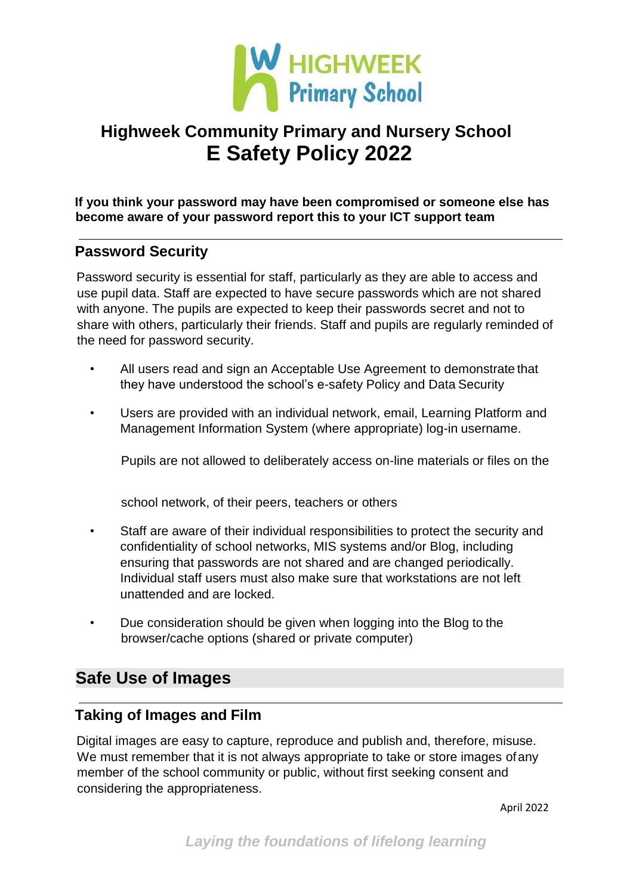## Highweek Community Primary and Nursery School
# E Safety Policy 2022

**If you think your password may have been compromised or someone else has become aware of your password report this to your ICT support team**

---

### Password Security

Password security is essential for staff, particularly as they are able to access and use pupil data. Staff are expected to have secure passwords which are not shared with anyone. The pupils are expected to keep their passwords secret and not to share with others, particularly their friends. Staff and pupils are regularly reminded of the need for password security.

- All users read and sign an Acceptable Use Agreement to demonstrate that they have understood the school's e-safety Policy and Data Security
- Users are provided with an individual network, email, Learning Platform and Management Information System (where appropriate) log-in username.

  Pupils are not allowed to deliberately access on-line materials or files on the school network, of their peers, teachers or others
- Staff are aware of their individual responsibilities to protect the security and confidentiality of school networks, MIS systems and/or Blog, including ensuring that passwords are not shared and are changed periodically. Individual staff users must also make sure that workstations are not left unattended and are locked.
- Due consideration should be given when logging into the Blog to the browser/cache options (shared or private computer)

## Safe Use of Images

---

### Taking of Images and Film

Digital images are easy to capture, reproduce and publish and, therefore, misuse. We must remember that it is not always appropriate to take or store images of any member of the school community or public, without first seeking consent and considering the appropriateness.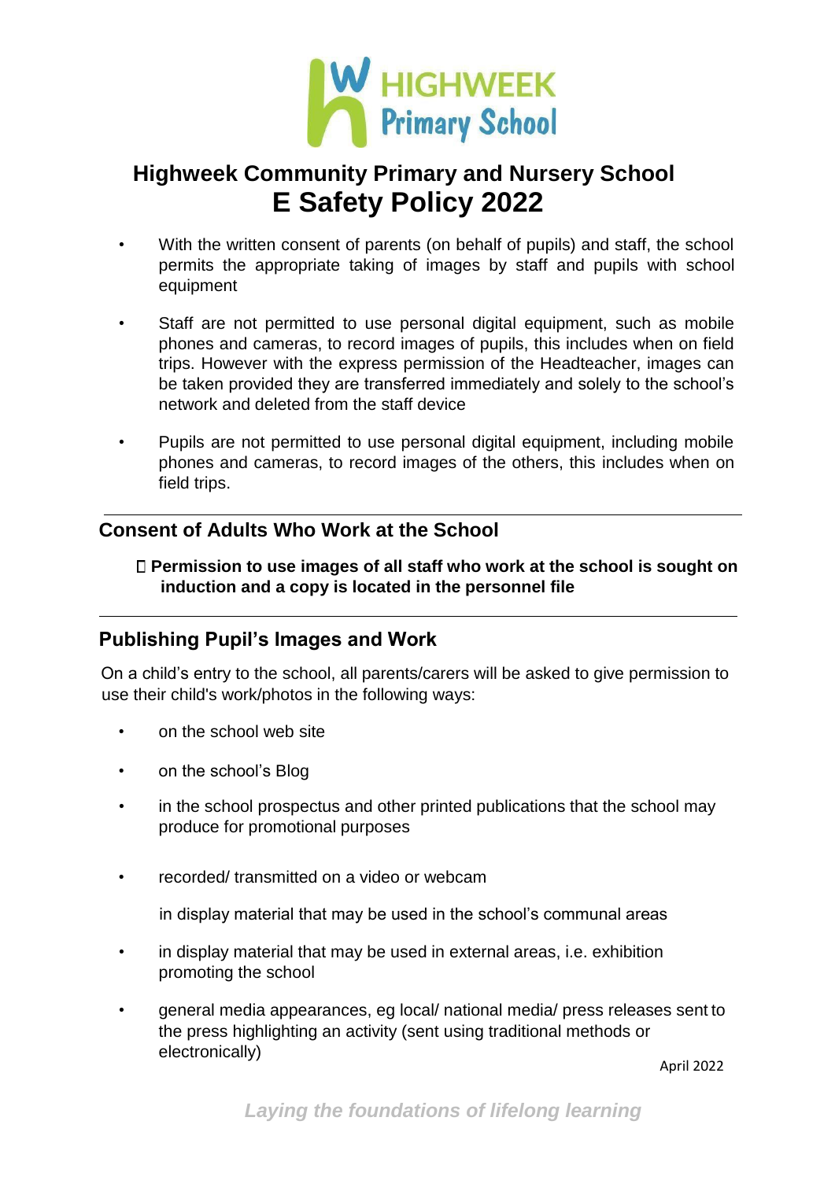# Highweek Community Primary and Nursery School
# E Safety Policy 2022

- With the written consent of parents (on behalf of pupils) and staff, the school permits the appropriate taking of images by staff and pupils with school equipment
- Staff are not permitted to use personal digital equipment, such as mobile phones and cameras, to record images of pupils, this includes when on field trips. However with the express permission of the Headteacher, images can be taken provided they are transferred immediately and solely to the school's network and deleted from the staff device
- Pupils are not permitted to use personal digital equipment, including mobile phones and cameras, to record images of the others, this includes when on field trips.

## Consent of Adults Who Work at the School

- **Permission to use images of all staff who work at the school is sought on induction and a copy is located in the personnel file**

## Publishing Pupil's Images and Work

On a child's entry to the school, all parents/carers will be asked to give permission to use their child's work/photos in the following ways:

- on the school web site
- on the school's Blog
- in the school prospectus and other printed publications that the school may produce for promotional purposes
- recorded/ transmitted on a video or webcam

  in display material that may be used in the school's communal areas
- in display material that may be used in external areas, i.e. exhibition promoting the school
- general media appearances, eg local/ national media/ press releases sent to the press highlighting an activity (sent using traditional methods or electronically)

April 2022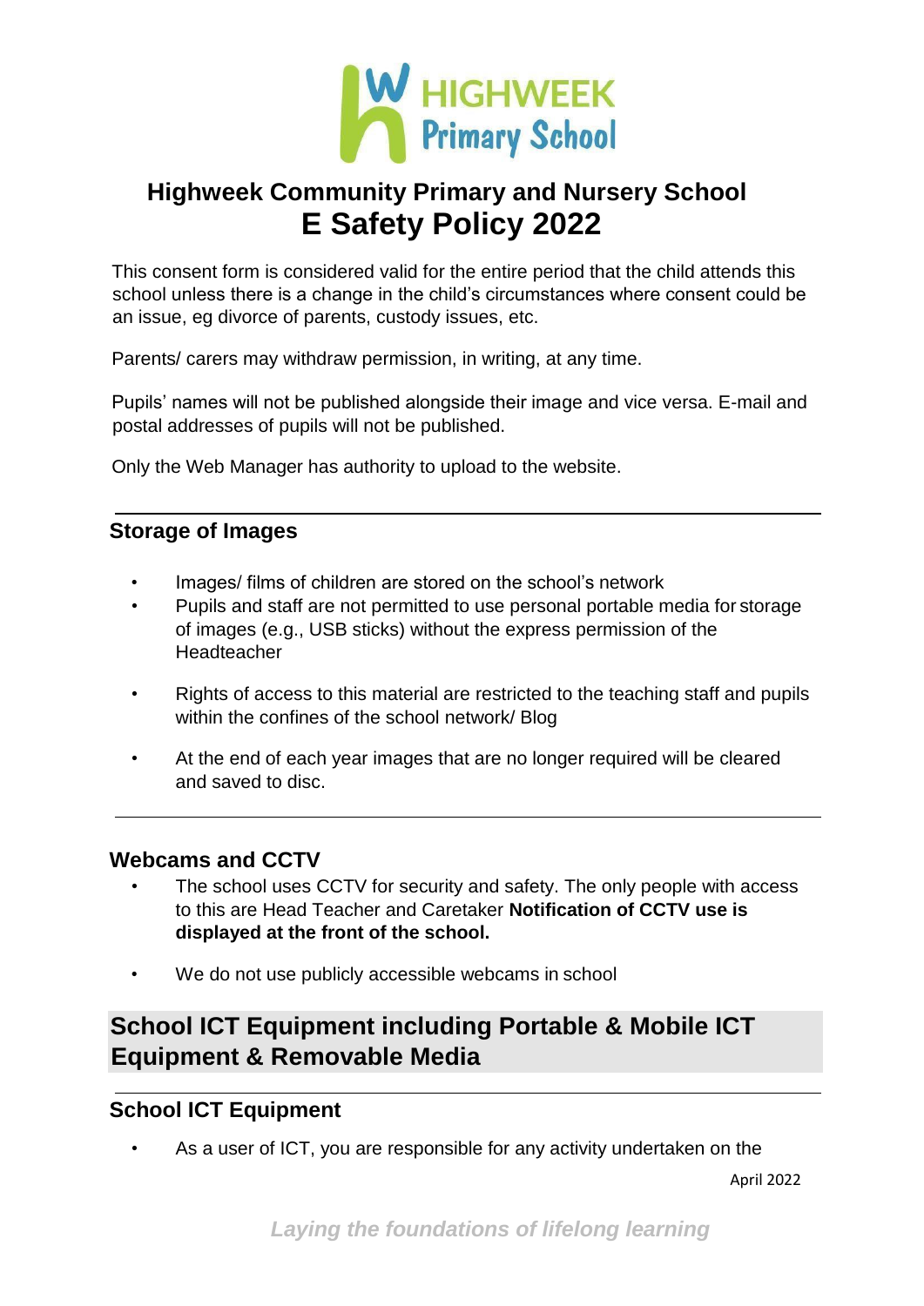This consent form is considered valid for the entire period that the child attends this school unless there is a change in the child's circumstances where consent could be an issue, eg divorce of parents, custody issues, etc.

Parents/ carers may withdraw permission, in writing, at any time.

Pupils' names will not be published alongside their image and vice versa. E-mail and postal addresses of pupils will not be published.

Only the Web Manager has authority to upload to the website.

### Storage of Images

- Images/ films of children are stored on the school's network
- Pupils and staff are not permitted to use personal portable media for storage of images (e.g., USB sticks) without the express permission of the Headteacher
- Rights of access to this material are restricted to the teaching staff and pupils within the confines of the school network/ Blog
- At the end of each year images that are no longer required will be cleared and saved to disc.

### Webcams and CCTV

- The school uses CCTV for security and safety. The only people with access to this are Head Teacher and Caretaker **Notification of CCTV use is displayed at the front of the school.**
- We do not use publicly accessible webcams in school

## School ICT Equipment including Portable & Mobile ICT Equipment & Removable Media

### School ICT Equipment

- As a user of ICT, you are responsible for any activity undertaken on the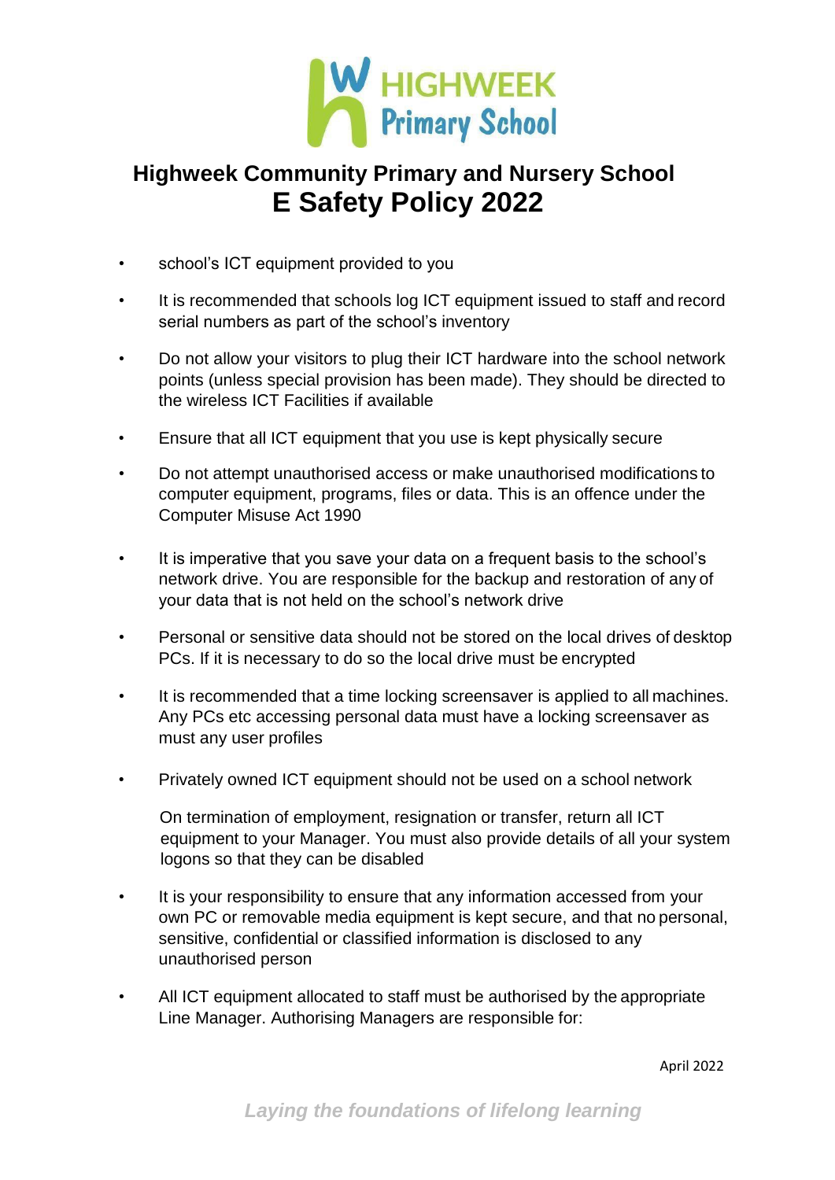- school's ICT equipment provided to you
- It is recommended that schools log ICT equipment issued to staff and record serial numbers as part of the school's inventory
- Do not allow your visitors to plug their ICT hardware into the school network points (unless special provision has been made). They should be directed to the wireless ICT Facilities if available
- Ensure that all ICT equipment that you use is kept physically secure
- Do not attempt unauthorised access or make unauthorised modifications to computer equipment, programs, files or data. This is an offence under the Computer Misuse Act 1990
- It is imperative that you save your data on a frequent basis to the school's network drive. You are responsible for the backup and restoration of any of your data that is not held on the school's network drive
- Personal or sensitive data should not be stored on the local drives of desktop PCs. If it is necessary to do so the local drive must be encrypted
- It is recommended that a time locking screensaver is applied to all machines. Any PCs etc accessing personal data must have a locking screensaver as must any user profiles
- Privately owned ICT equipment should not be used on a school network

  On termination of employment, resignation or transfer, return all ICT equipment to your Manager. You must also provide details of all your system logons so that they can be disabled
- It is your responsibility to ensure that any information accessed from your own PC or removable media equipment is kept secure, and that no personal, sensitive, confidential or classified information is disclosed to any unauthorised person
- All ICT equipment allocated to staff must be authorised by the appropriate Line Manager. Authorising Managers are responsible for: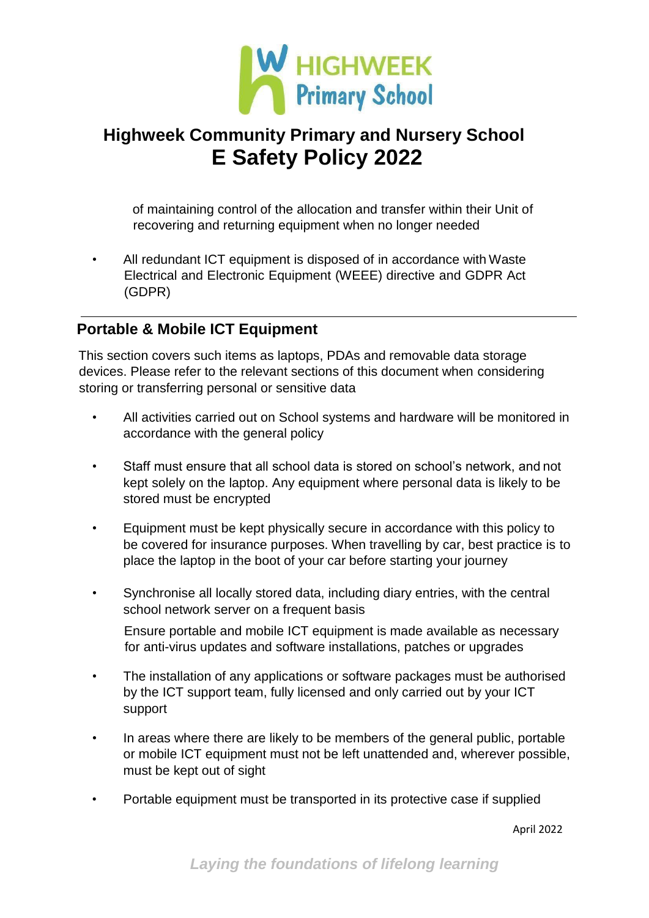of maintaining control of the allocation and transfer within their Unit of recovering and returning equipment when no longer needed

- All redundant ICT equipment is disposed of in accordance with Waste Electrical and Electronic Equipment (WEEE) directive and GDPR Act (GDPR)

---

## Portable & Mobile ICT Equipment

This section covers such items as laptops, PDAs and removable data storage devices. Please refer to the relevant sections of this document when considering storing or transferring personal or sensitive data

- All activities carried out on School systems and hardware will be monitored in accordance with the general policy
- Staff must ensure that all school data is stored on school's network, and not kept solely on the laptop. Any equipment where personal data is likely to be stored must be encrypted
- Equipment must be kept physically secure in accordance with this policy to be covered for insurance purposes. When travelling by car, best practice is to place the laptop in the boot of your car before starting your journey
- Synchronise all locally stored data, including diary entries, with the central school network server on a frequent basis

  Ensure portable and mobile ICT equipment is made available as necessary for anti-virus updates and software installations, patches or upgrades
- The installation of any applications or software packages must be authorised by the ICT support team, fully licensed and only carried out by your ICT support
- In areas where there are likely to be members of the general public, portable or mobile ICT equipment must not be left unattended and, wherever possible, must be kept out of sight
- Portable equipment must be transported in its protective case if supplied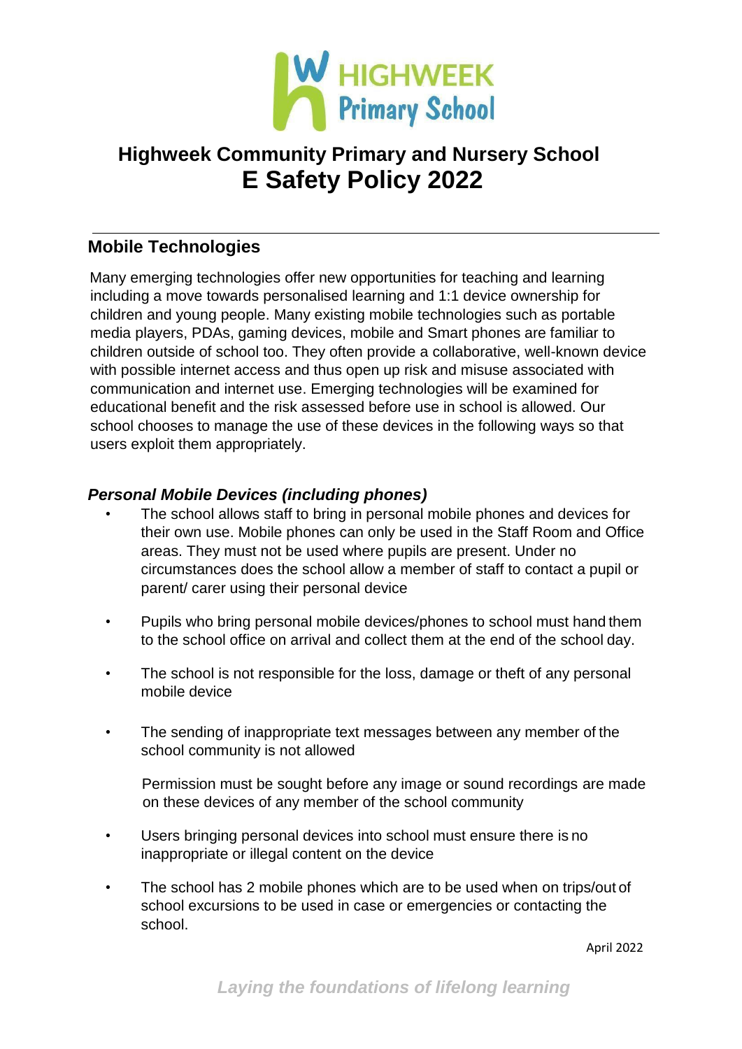# Highweek Community Primary and Nursery School
# E Safety Policy 2022

## Mobile Technologies

Many emerging technologies offer new opportunities for teaching and learning including a move towards personalised learning and 1:1 device ownership for children and young people. Many existing mobile technologies such as portable media players, PDAs, gaming devices, mobile and Smart phones are familiar to children outside of school too. They often provide a collaborative, well-known device with possible internet access and thus open up risk and misuse associated with communication and internet use. Emerging technologies will be examined for educational benefit and the risk assessed before use in school is allowed. Our school chooses to manage the use of these devices in the following ways so that users exploit them appropriately.

### *Personal Mobile Devices (including phones)*

- The school allows staff to bring in personal mobile phones and devices for their own use. Mobile phones can only be used in the Staff Room and Office areas. They must not be used where pupils are present. Under no circumstances does the school allow a member of staff to contact a pupil or parent/ carer using their personal device
- Pupils who bring personal mobile devices/phones to school must hand them to the school office on arrival and collect them at the end of the school day.
- The school is not responsible for the loss, damage or theft of any personal mobile device
- The sending of inappropriate text messages between any member of the school community is not allowed

  Permission must be sought before any image or sound recordings are made on these devices of any member of the school community
- Users bringing personal devices into school must ensure there is no inappropriate or illegal content on the device
- The school has 2 mobile phones which are to be used when on trips/out of school excursions to be used in case or emergencies or contacting the school.

April 2022

*Laying the foundations of lifelong learning*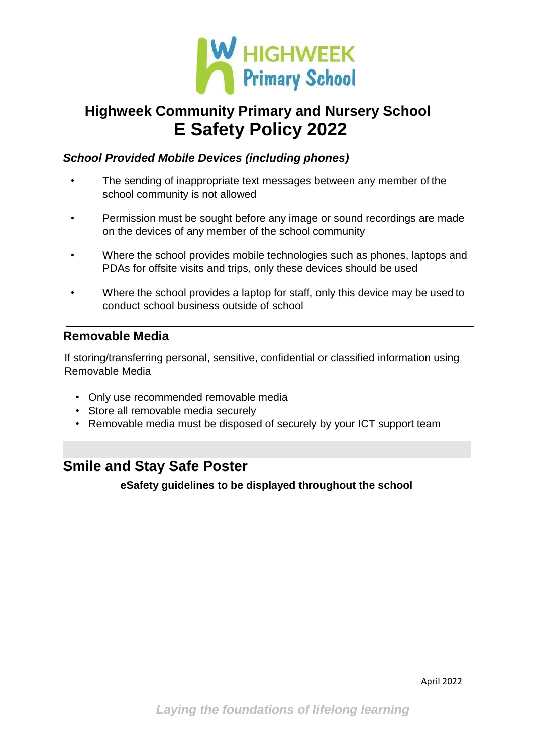# Highweek Community Primary and Nursery School
# E Safety Policy 2022

### *School Provided Mobile Devices (including phones)*

- The sending of inappropriate text messages between any member of the school community is not allowed
- Permission must be sought before any image or sound recordings are made on the devices of any member of the school community
- Where the school provides mobile technologies such as phones, laptops and PDAs for offsite visits and trips, only these devices should be used
- Where the school provides a laptop for staff, only this device may be used to conduct school business outside of school

---

### Removable Media

If storing/transferring personal, sensitive, confidential or classified information using Removable Media

- Only use recommended removable media
- Store all removable media securely
- Removable media must be disposed of securely by your ICT support team

## Smile and Stay Safe Poster

**eSafety guidelines to be displayed throughout the school**

April 2022

*Laying the foundations of lifelong learning*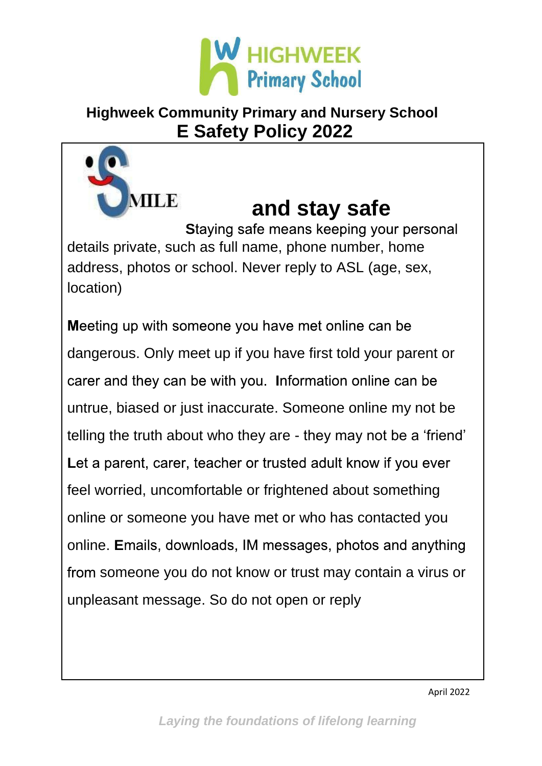**Highweek Community Primary and Nursery School**

# E Safety Policy 2022

SMILE

## and stay safe

**S**taying safe means keeping your personal details private, such as full name, phone number, home address, photos or school. Never reply to ASL (age, sex, location)

**M**eeting up with someone you have met online can be dangerous. Only meet up if you have first told your parent or carer and they can be with you. **I**nformation online can be untrue, biased or just inaccurate. Someone online my not be telling the truth about who they are - they may not be a 'friend' **L**et a parent, carer, teacher or trusted adult know if you ever feel worried, uncomfortable or frightened about something online or someone you have met or who has contacted you online. **E**mails, downloads, IM messages, photos and anything from someone you do not know or trust may contain a virus or unpleasant message. So do not open or reply

April 2022

*Laying the foundations of lifelong learning*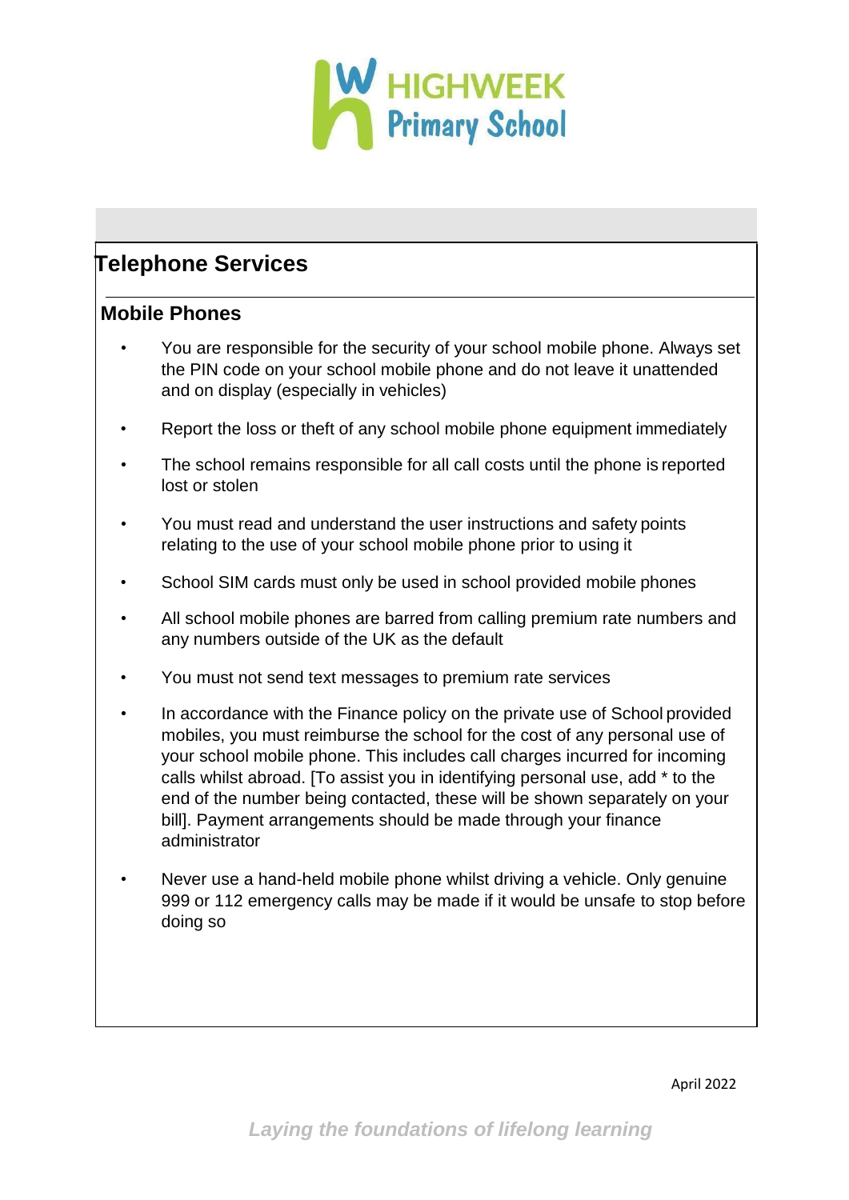## Telephone Services

### Mobile Phones

- You are responsible for the security of your school mobile phone. Always set the PIN code on your school mobile phone and do not leave it unattended and on display (especially in vehicles)
- Report the loss or theft of any school mobile phone equipment immediately
- The school remains responsible for all call costs until the phone is reported lost or stolen
- You must read and understand the user instructions and safety points relating to the use of your school mobile phone prior to using it
- School SIM cards must only be used in school provided mobile phones
- All school mobile phones are barred from calling premium rate numbers and any numbers outside of the UK as the default
- You must not send text messages to premium rate services
- In accordance with the Finance policy on the private use of School provided mobiles, you must reimburse the school for the cost of any personal use of your school mobile phone. This includes call charges incurred for incoming calls whilst abroad. [To assist you in identifying personal use, add * to the end of the number being contacted, these will be shown separately on your bill]. Payment arrangements should be made through your finance administrator
- Never use a hand-held mobile phone whilst driving a vehicle. Only genuine 999 or 112 emergency calls may be made if it would be unsafe to stop before doing so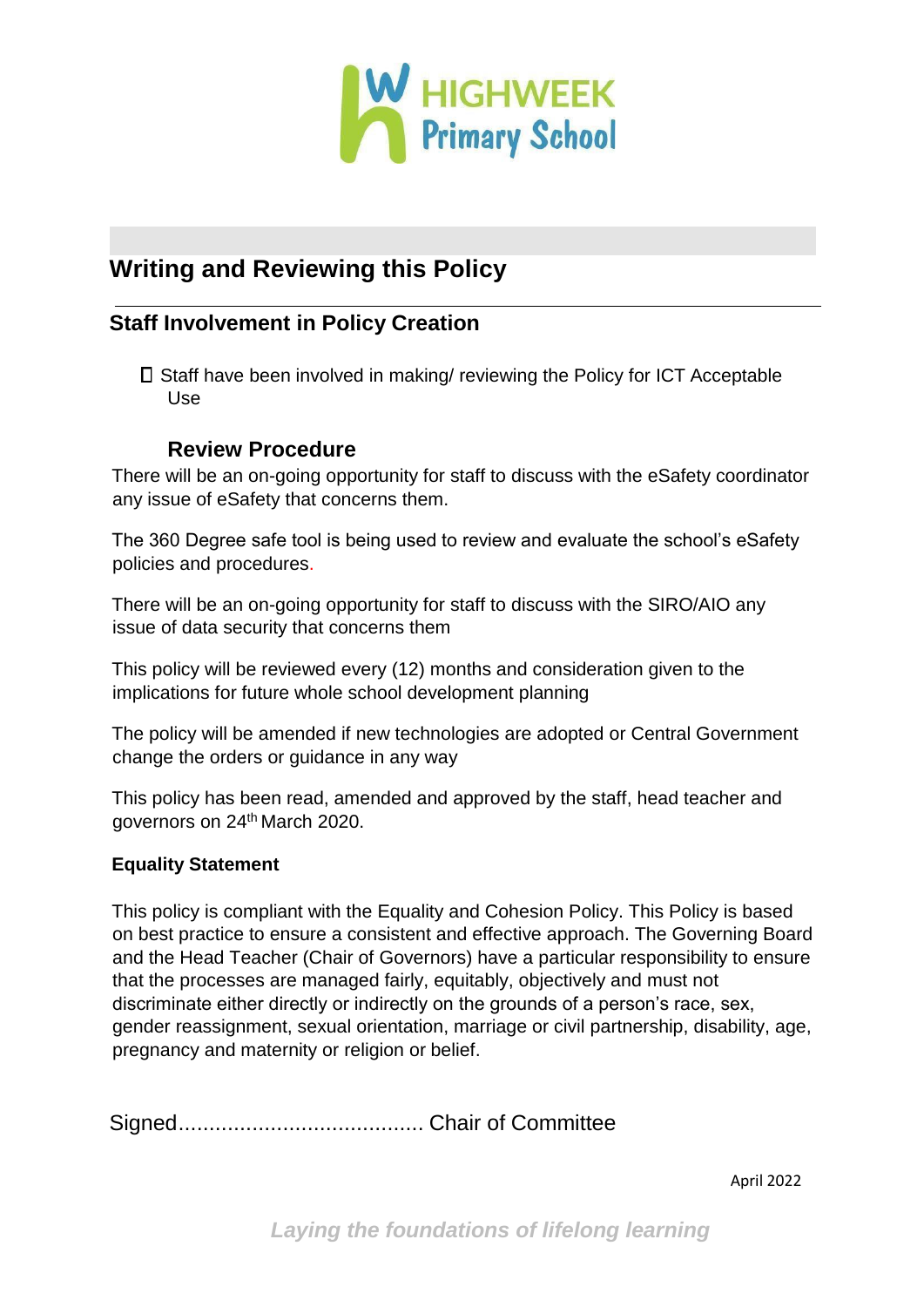## Writing and Reviewing this Policy

### Staff Involvement in Policy Creation

- Staff have been involved in making/ reviewing the Policy for ICT Acceptable Use

### Review Procedure

There will be an on-going opportunity for staff to discuss with the eSafety coordinator any issue of eSafety that concerns them.

The 360 Degree safe tool is being used to review and evaluate the school's eSafety policies and procedures.

There will be an on-going opportunity for staff to discuss with the SIRO/AIO any issue of data security that concerns them

This policy will be reviewed every (12) months and consideration given to the implications for future whole school development planning

The policy will be amended if new technologies are adopted or Central Government change the orders or guidance in any way

This policy has been read, amended and approved by the staff, head teacher and governors on 24th March 2020.

**Equality Statement**

This policy is compliant with the Equality and Cohesion Policy. This Policy is based on best practice to ensure a consistent and effective approach. The Governing Board and the Head Teacher (Chair of Governors) have a particular responsibility to ensure that the processes are managed fairly, equitably, objectively and must not discriminate either directly or indirectly on the grounds of a person's race, sex, gender reassignment, sexual orientation, marriage or civil partnership, disability, age, pregnancy and maternity or religion or belief.

Signed........................................ Chair of Committee

April 2022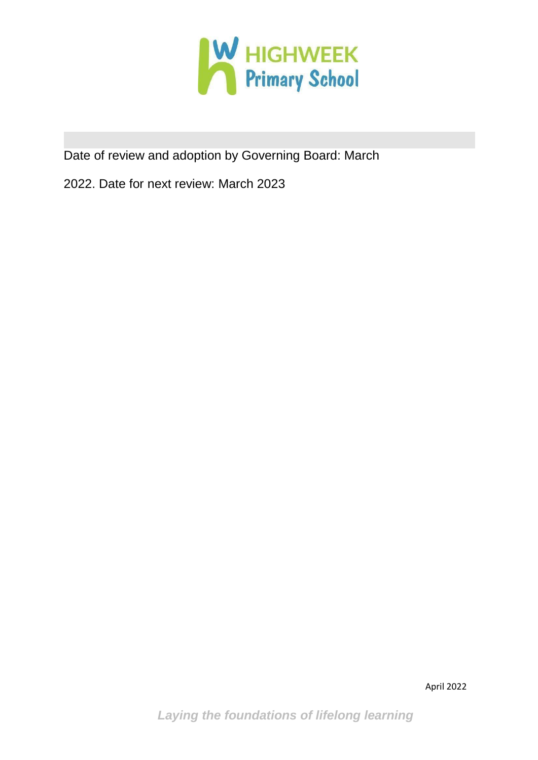HIGHWEEK Primary School

Date of review and adoption by Governing Board: March

2022. Date for next review: March 2023

April 2022

*Laying the foundations of lifelong learning*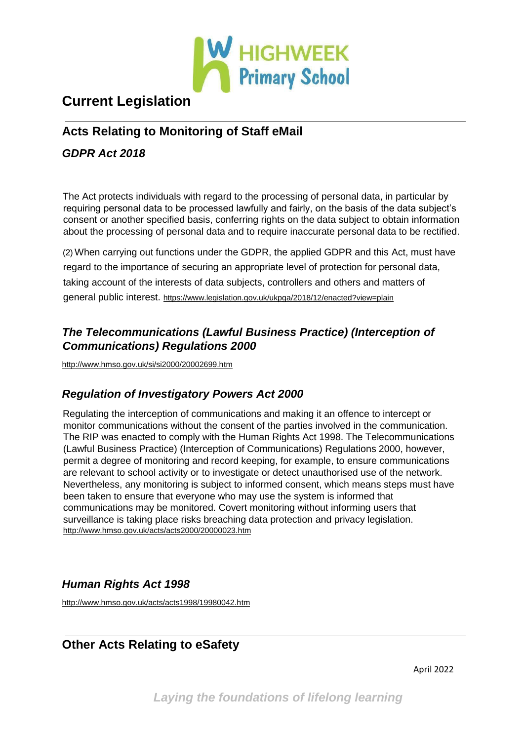# Current Legislation

## Acts Relating to Monitoring of Staff eMail

### *GDPR Act 2018*

The Act protects individuals with regard to the processing of personal data, in particular by requiring personal data to be processed lawfully and fairly, on the basis of the data subject's consent or another specified basis, conferring rights on the data subject to obtain information about the processing of personal data and to require inaccurate personal data to be rectified.

(2) When carrying out functions under the GDPR, the applied GDPR and this Act, must have regard to the importance of securing an appropriate level of protection for personal data, taking account of the interests of data subjects, controllers and others and matters of general public interest. https://www.legislation.gov.uk/ukpga/2018/12/enacted?view=plain

### *The Telecommunications (Lawful Business Practice) (Interception of Communications) Regulations 2000*

http://www.hmso.gov.uk/si/si2000/20002699.htm

### *Regulation of Investigatory Powers Act 2000*

Regulating the interception of communications and making it an offence to intercept or monitor communications without the consent of the parties involved in the communication. The RIP was enacted to comply with the Human Rights Act 1998. The Telecommunications (Lawful Business Practice) (Interception of Communications) Regulations 2000, however, permit a degree of monitoring and record keeping, for example, to ensure communications are relevant to school activity or to investigate or detect unauthorised use of the network. Nevertheless, any monitoring is subject to informed consent, which means steps must have been taken to ensure that everyone who may use the system is informed that communications may be monitored. Covert monitoring without informing users that surveillance is taking place risks breaching data protection and privacy legislation. http://www.hmso.gov.uk/acts/acts2000/20000023.htm

### *Human Rights Act 1998*

http://www.hmso.gov.uk/acts/acts1998/19980042.htm

## Other Acts Relating to eSafety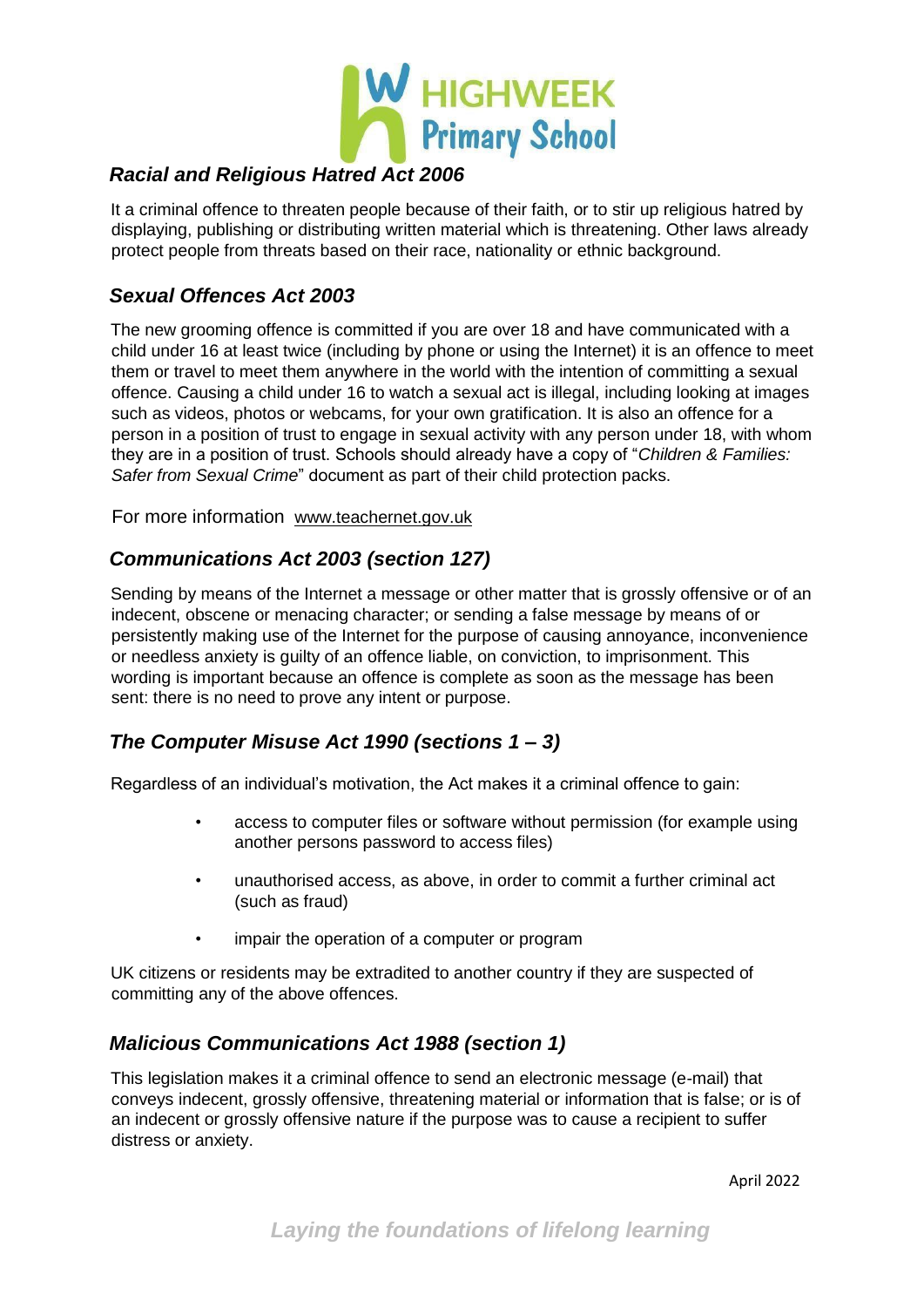### *Racial and Religious Hatred Act 2006*

It a criminal offence to threaten people because of their faith, or to stir up religious hatred by displaying, publishing or distributing written material which is threatening. Other laws already protect people from threats based on their race, nationality or ethnic background.

### *Sexual Offences Act 2003*

The new grooming offence is committed if you are over 18 and have communicated with a child under 16 at least twice (including by phone or using the Internet) it is an offence to meet them or travel to meet them anywhere in the world with the intention of committing a sexual offence. Causing a child under 16 to watch a sexual act is illegal, including looking at images such as videos, photos or webcams, for your own gratification. It is also an offence for a person in a position of trust to engage in sexual activity with any person under 18, with whom they are in a position of trust. Schools should already have a copy of "*Children & Families: Safer from Sexual Crime*" document as part of their child protection packs.

For more information www.teachernet.gov.uk

### *Communications Act 2003 (section 127)*

Sending by means of the Internet a message or other matter that is grossly offensive or of an indecent, obscene or menacing character; or sending a false message by means of or persistently making use of the Internet for the purpose of causing annoyance, inconvenience or needless anxiety is guilty of an offence liable, on conviction, to imprisonment. This wording is important because an offence is complete as soon as the message has been sent: there is no need to prove any intent or purpose.

### *The Computer Misuse Act 1990 (sections 1 – 3)*

Regardless of an individual's motivation, the Act makes it a criminal offence to gain:

- access to computer files or software without permission (for example using another persons password to access files)
- unauthorised access, as above, in order to commit a further criminal act (such as fraud)
- impair the operation of a computer or program

UK citizens or residents may be extradited to another country if they are suspected of committing any of the above offences.

### *Malicious Communications Act 1988 (section 1)*

This legislation makes it a criminal offence to send an electronic message (e-mail) that conveys indecent, grossly offensive, threatening material or information that is false; or is of an indecent or grossly offensive nature if the purpose was to cause a recipient to suffer distress or anxiety.

April 2022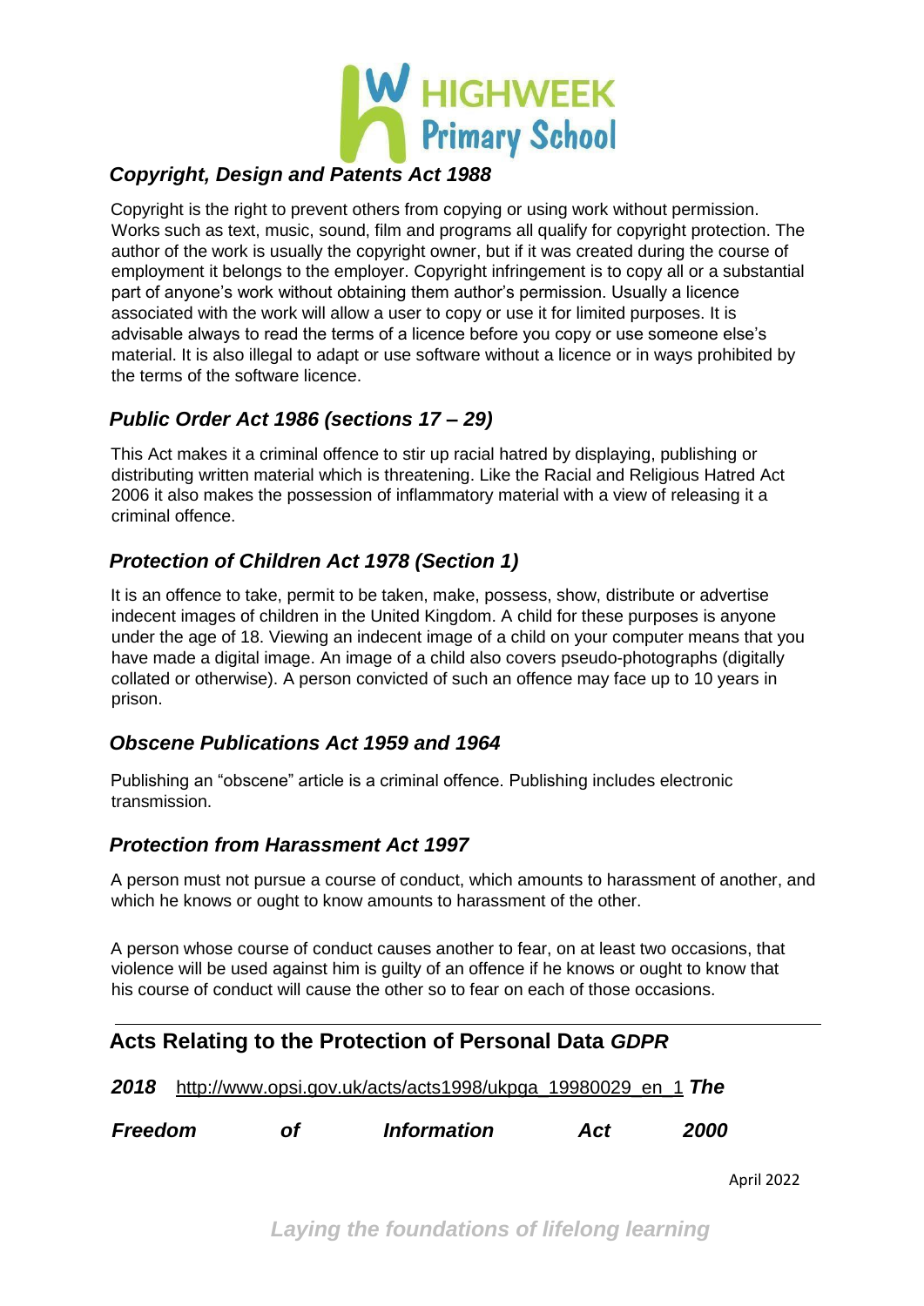### *Copyright, Design and Patents Act 1988*

Copyright is the right to prevent others from copying or using work without permission. Works such as text, music, sound, film and programs all qualify for copyright protection. The author of the work is usually the copyright owner, but if it was created during the course of employment it belongs to the employer. Copyright infringement is to copy all or a substantial part of anyone's work without obtaining them author's permission. Usually a licence associated with the work will allow a user to copy or use it for limited purposes. It is advisable always to read the terms of a licence before you copy or use someone else's material. It is also illegal to adapt or use software without a licence or in ways prohibited by the terms of the software licence.

### *Public Order Act 1986 (sections 17 – 29)*

This Act makes it a criminal offence to stir up racial hatred by displaying, publishing or distributing written material which is threatening. Like the Racial and Religious Hatred Act 2006 it also makes the possession of inflammatory material with a view of releasing it a criminal offence.

### *Protection of Children Act 1978 (Section 1)*

It is an offence to take, permit to be taken, make, possess, show, distribute or advertise indecent images of children in the United Kingdom. A child for these purposes is anyone under the age of 18. Viewing an indecent image of a child on your computer means that you have made a digital image. An image of a child also covers pseudo-photographs (digitally collated or otherwise). A person convicted of such an offence may face up to 10 years in prison.

### *Obscene Publications Act 1959 and 1964*

Publishing an "obscene" article is a criminal offence. Publishing includes electronic transmission.

### *Protection from Harassment Act 1997*

A person must not pursue a course of conduct, which amounts to harassment of another, and which he knows or ought to know amounts to harassment of the other.

A person whose course of conduct causes another to fear, on at least two occasions, that violence will be used against him is guilty of an offence if he knows or ought to know that his course of conduct will cause the other so to fear on each of those occasions.

---

## Acts Relating to the Protection of Personal Data *GDPR 2018*

http://www.opsi.gov.uk/acts/acts1998/ukpga_19980029_en_1 ***The Freedom of Information Act 2000***

April 2022

*Laying the foundations of lifelong learning*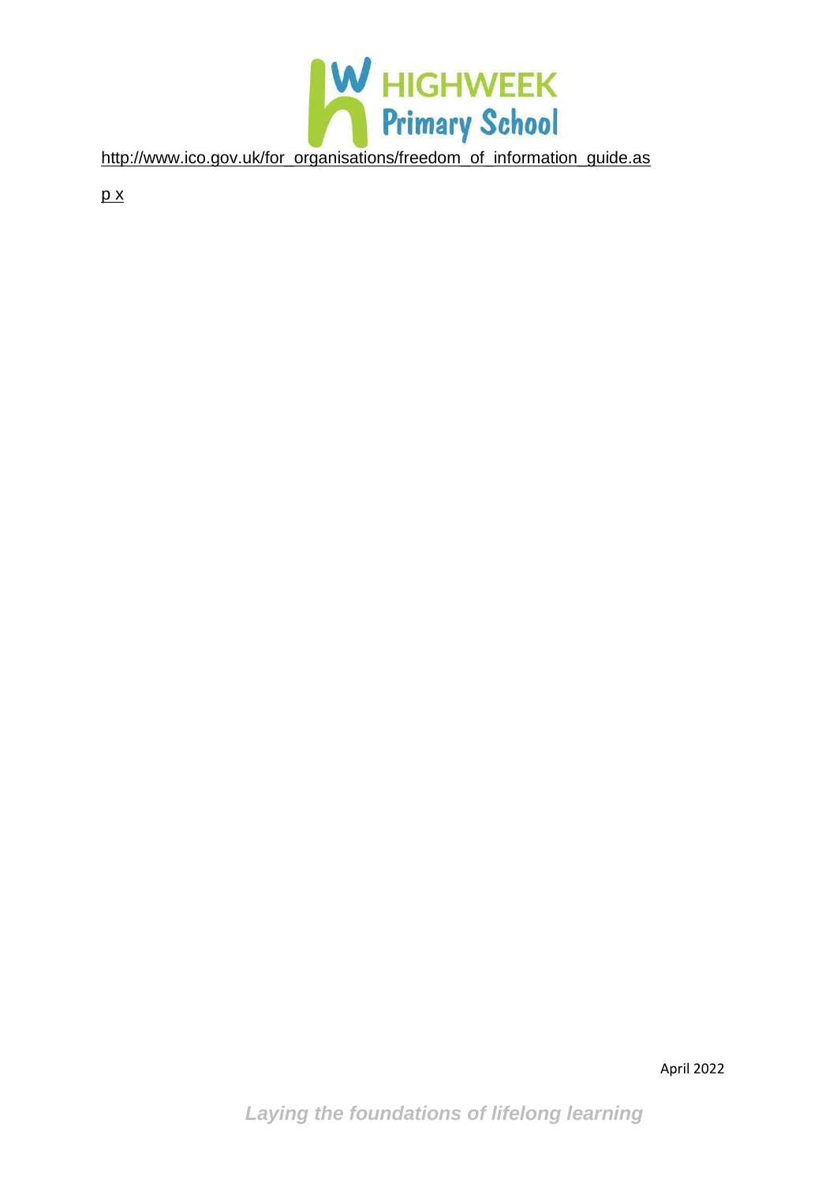http://www.ico.gov.uk/for_organisations/freedom_of_information_guide.as

p x